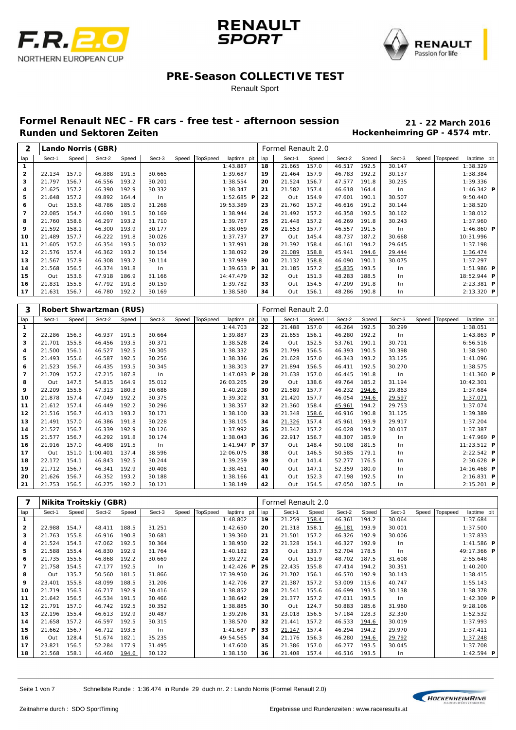# PRE-Season COLLECTIVE TEST

Renault Sport

## Formel Renault NEC - FR cars - free test - afternoon session

**Runden und Sektoren Zeiten**

**21 - 22 March 2016**

**Hockenheimring GP - 4574 mtr.**

### 2 Lando Norris (GBR) — Formel Renault 2.0

| lap | Sect-1 | Speed | Sect-2 | Speed | Sect-3 | Speed | TopSpeed | laptime | pit | lap | Sect-1 | Speed | Sect-2 | Speed | Sect-3 | Speed | Topspeed | laptime | pit |
|---|---|---|---|---|---|---|---|---|---|---|---|---|---|---|---|---|---|---|---|
| 1 | | | | | | | | 1:43.887 | | 18 | 21.665 | 157.0 | 46.517 | 192.5 | 30.147 | | | 1:38.329 | |
| 2 | 22.134 | 157.9 | 46.888 | 191.5 | 30.665 | | | 1:39.687 | | 19 | 21.464 | 157.9 | 46.783 | 192.2 | 30.137 | | | 1:38.384 | |
| 3 | 21.797 | 156.7 | 46.556 | 193.2 | 30.201 | | | 1:38.554 | | 20 | 21.524 | 156.7 | 47.577 | 191.8 | 30.235 | | | 1:39.336 | |
| 4 | 21.625 | 157.2 | 46.390 | 192.9 | 30.332 | | | 1:38.347 | | 21 | 21.582 | 157.4 | 46.618 | 164.4 | In | | | 1:46.342 | P |
| 5 | 21.648 | 157.2 | 49.892 | 164.4 | In | | | 1:52.685 | P | 22 | Out | 154.9 | 47.601 | 190.1 | 30.507 | | | 9:50.440 | |
| 6 | Out | 153.6 | 48.786 | 185.9 | 31.268 | | | 19:53.389 | | 23 | 21.760 | 157.2 | 46.616 | 191.2 | 30.144 | | | 1:38.520 | |
| 7 | 22.085 | 154.7 | 46.690 | 191.5 | 30.169 | | | 1:38.944 | | 24 | 21.492 | 157.2 | 46.358 | 192.5 | 30.162 | | | 1:38.012 | |
| 8 | 21.760 | 158.6 | 46.297 | 193.2 | 31.710 | | | 1:39.767 | | 25 | 21.448 | 157.2 | 46.269 | 191.8 | 30.243 | | | 1:37.960 | |
| 9 | 21.592 | 158.1 | 46.300 | 193.9 | 30.177 | | | 1:38.069 | | 26 | 21.553 | 157.7 | 46.557 | 191.5 | In | | | 1:46.860 | P |
| 10 | 21.489 | 157.7 | 46.222 | 191.8 | 30.026 | | | 1:37.737 | | 27 | Out | 145.4 | 48.737 | 187.2 | 30.668 | | | 10:31.996 | |
| 11 | 21.605 | 157.0 | 46.354 | 193.5 | 30.032 | | | 1:37.991 | | 28 | 21.392 | 158.4 | 46.161 | 194.2 | 29.645 | | | 1:37.198 | |
| 12 | 21.576 | 157.4 | 46.362 | 193.2 | 30.154 | | | 1:38.092 | | 29 | 21.089 | 158.8 | 45.941 | 194.6 | 29.444 | | | 1:36.474 | |
| 13 | 21.567 | 157.9 | 46.308 | 193.2 | 30.114 | | | 1:37.989 | | 30 | 21.132 | 158.8 | 46.090 | 190.1 | 30.075 | | | 1:37.297 | |
| 14 | 21.568 | 156.5 | 46.374 | 191.8 | In | | | 1:39.653 | P | 31 | 21.185 | 157.2 | 45.835 | 193.5 | In | | | 1:51.986 | P |
| 15 | Out | 153.6 | 47.918 | 186.9 | 31.166 | | | 14:47.479 | | 32 | Out | 151.3 | 48.283 | 188.5 | In | | | 18:52.944 | P |
| 16 | 21.831 | 155.8 | 47.792 | 191.8 | 30.159 | | | 1:39.782 | | 33 | Out | 154.5 | 47.209 | 191.8 | In | | | 2:23.381 | P |
| 17 | 21.631 | 156.7 | 46.780 | 192.2 | 30.169 | | | 1:38.580 | | 34 | Out | 156.1 | 48.286 | 190.8 | In | | | 2:13.320 | P |

### 3 Robert Shwartzman (RUS) — Formel Renault 2.0

| lap | Sect-1 | Speed | Sect-2 | Speed | Sect-3 | Speed | TopSpeed | laptime | pit | lap | Sect-1 | Speed | Sect-2 | Speed | Sect-3 | Speed | Topspeed | laptime | pit |
|---|---|---|---|---|---|---|---|---|---|---|---|---|---|---|---|---|---|---|---|
| 1 | | | | | | | | 1:44.703 | | 22 | 21.488 | 157.0 | 46.264 | 192.5 | 30.299 | | | 1:38.051 | |
| 2 | 22.286 | 156.3 | 46.937 | 191.5 | 30.664 | | | 1:39.887 | | 23 | 21.655 | 156.1 | 46.280 | 192.2 | In | | | 1:43.863 | P |
| 3 | 21.701 | 155.8 | 46.456 | 193.5 | 30.371 | | | 1:38.528 | | 24 | Out | 152.5 | 53.761 | 190.1 | 30.701 | | | 6:56.516 | |
| 4 | 21.500 | 156.1 | 46.527 | 192.5 | 30.305 | | | 1:38.332 | | 25 | 21.799 | 156.5 | 46.393 | 190.5 | 30.398 | | | 1:38.590 | |
| 5 | 21.493 | 155.6 | 46.587 | 192.5 | 30.256 | | | 1:38.336 | | 26 | 21.628 | 157.0 | 46.343 | 193.2 | 33.125 | | | 1:41.096 | |
| 6 | 21.523 | 156.7 | 46.435 | 193.5 | 30.345 | | | 1:38.303 | | 27 | 21.894 | 156.5 | 46.411 | 192.5 | 30.270 | | | 1:38.575 | |
| 7 | 21.709 | 157.2 | 47.215 | 187.8 | In | | | 1:47.083 | P | 28 | 21.638 | 157.0 | 46.445 | 191.8 | In | | | 1:41.360 | P |
| 8 | Out | 147.5 | 54.815 | 164.9 | 35.012 | | | 26:03.265 | | 29 | Out | 138.6 | 49.764 | 185.2 | 31.194 | | | 10:42.301 | |
| 9 | 22.209 | 155.6 | 47.313 | 180.3 | 30.686 | | | 1:40.208 | | 30 | 21.589 | 157.7 | 46.232 | 194.6 | 29.863 | | | 1:37.684 | |
| 10 | 21.878 | 157.4 | 47.049 | 192.2 | 30.375 | | | 1:39.302 | | 31 | 21.420 | 157.7 | 46.054 | 194.6 | 29.597 | | | 1:37.071 | |
| 11 | 21.612 | 157.4 | 46.449 | 192.2 | 30.296 | | | 1:38.357 | | 32 | 21.360 | 158.4 | 45.961 | 194.2 | 29.753 | | | 1:37.074 | |
| 12 | 21.516 | 156.7 | 46.413 | 193.2 | 30.171 | | | 1:38.100 | | 33 | 21.348 | 158.6 | 46.916 | 190.8 | 31.125 | | | 1:39.389 | |
| 13 | 21.491 | 157.0 | 46.386 | 191.8 | 30.228 | | | 1:38.105 | | 34 | 21.326 | 157.4 | 45.961 | 193.9 | 29.917 | | | 1:37.204 | |
| 14 | 21.527 | 156.7 | 46.339 | 192.9 | 30.126 | | | 1:37.992 | | 35 | 21.342 | 157.2 | 46.028 | 194.2 | 30.017 | | | 1:37.387 | |
| 15 | 21.577 | 156.7 | 46.292 | 191.8 | 30.174 | | | 1:38.043 | | 36 | 22.917 | 156.7 | 48.307 | 185.9 | In | | | 1:47.969 | P |
| 16 | 21.916 | 157.0 | 46.498 | 191.5 | In | | | 1:41.947 | P | 37 | Out | 148.4 | 50.108 | 181.5 | In | | | 11:23.512 | P |
| 17 | Out | 151.0 | 1:00.401 | 137.4 | 38.596 | | | 12:06.075 | | 38 | Out | 146.5 | 50.585 | 179.1 | In | | | 2:22.542 | P |
| 18 | 22.172 | 154.1 | 46.843 | 192.5 | 30.244 | | | 1:39.259 | | 39 | Out | 141.4 | 52.277 | 176.5 | In | | | 2:30.628 | P |
| 19 | 21.712 | 156.7 | 46.341 | 192.9 | 30.408 | | | 1:38.461 | | 40 | Out | 147.1 | 52.359 | 180.0 | In | | | 14:16.468 | P |
| 20 | 21.626 | 156.7 | 46.352 | 193.2 | 30.188 | | | 1:38.166 | | 41 | Out | 152.3 | 47.198 | 192.5 | In | | | 2:16.831 | P |
| 21 | 21.753 | 156.5 | 46.275 | 192.2 | 30.121 | | | 1:38.149 | | 42 | Out | 154.5 | 47.050 | 187.5 | In | | | 2:15.201 | P |

### 7 Nikita Troitskiy (GBR) — Formel Renault 2.0

| lap | Sect-1 | Speed | Sect-2 | Speed | Sect-3 | Speed | TopSpeed | laptime | pit | lap | Sect-1 | Speed | Sect-2 | Speed | Sect-3 | Speed | Topspeed | laptime | pit |
|---|---|---|---|---|---|---|---|---|---|---|---|---|---|---|---|---|---|---|---|
| 1 | | | | | | | | 1:48.802 | | 19 | 21.259 | 158.4 | 46.361 | 194.2 | 30.064 | | | 1:37.684 | |
| 2 | 22.988 | 154.7 | 48.411 | 188.5 | 31.251 | | | 1:42.650 | | 20 | 21.318 | 158.1 | 46.181 | 193.9 | 30.001 | | | 1:37.500 | |
| 3 | 21.763 | 155.8 | 46.916 | 190.8 | 30.681 | | | 1:39.360 | | 21 | 21.501 | 157.2 | 46.326 | 192.9 | 30.006 | | | 1:37.833 | |
| 4 | 21.524 | 154.3 | 47.062 | 192.5 | 30.364 | | | 1:38.950 | | 22 | 21.328 | 154.1 | 46.327 | 192.9 | In | | | 1:41.586 | P |
| 5 | 21.588 | 155.4 | 46.830 | 192.9 | 31.764 | | | 1:40.182 | | 23 | Out | 133.7 | 52.704 | 178.5 | In | | | 49:17.366 | P |
| 6 | 21.735 | 155.6 | 46.868 | 192.2 | 30.669 | | | 1:39.272 | | 24 | Out | 151.9 | 48.702 | 187.5 | 31.608 | | | 2:55.648 | |
| 7 | 21.758 | 154.5 | 47.177 | 192.5 | In | | | 1:42.426 | P | 25 | 22.435 | 155.8 | 47.414 | 194.2 | 30.351 | | | 1:40.200 | |
| 8 | Out | 135.7 | 50.560 | 181.5 | 31.866 | | | 17:39.950 | | 26 | 21.702 | 156.1 | 46.570 | 192.9 | 30.143 | | | 1:38.415 | |
| 9 | 23.401 | 155.8 | 48.099 | 188.5 | 31.206 | | | 1:42.706 | | 27 | 21.387 | 157.2 | 53.009 | 115.6 | 40.747 | | | 1:55.143 | |
| 10 | 21.719 | 156.3 | 46.717 | 192.9 | 30.416 | | | 1:38.852 | | 28 | 21.541 | 155.6 | 46.699 | 193.5 | 30.138 | | | 1:38.378 | |
| 11 | 21.642 | 156.5 | 46.534 | 191.5 | 30.466 | | | 1:38.642 | | 29 | 21.377 | 157.2 | 47.011 | 193.5 | In | | | 1:42.309 | P |
| 12 | 21.791 | 157.0 | 46.742 | 192.5 | 30.352 | | | 1:38.885 | | 30 | Out | 124.7 | 50.883 | 185.6 | 31.960 | | | 9:28.106 | |
| 13 | 22.196 | 155.4 | 46.613 | 192.9 | 30.487 | | | 1:39.296 | | 31 | 23.018 | 156.5 | 57.184 | 128.3 | 32.330 | | | 1:52.532 | |
| 14 | 21.658 | 157.2 | 46.597 | 192.5 | 30.315 | | | 1:38.570 | | 32 | 21.441 | 157.2 | 46.533 | 194.6 | 30.019 | | | 1:37.993 | |
| 15 | 21.662 | 156.7 | 46.712 | 193.5 | In | | | 1:41.687 | P | 33 | 21.147 | 157.4 | 46.294 | 194.2 | 29.970 | | | 1:37.411 | |
| 16 | Out | 128.4 | 51.674 | 182.1 | 35.235 | | | 49:54.565 | | 34 | 21.176 | 156.3 | 46.280 | 194.6 | 29.792 | | | 1:37.248 | |
| 17 | 23.821 | 156.5 | 52.284 | 177.9 | 31.495 | | | 1:47.600 | | 35 | 21.386 | 157.0 | 46.277 | 193.5 | 30.045 | | | 1:37.708 | |
| 18 | 21.568 | 158.1 | 46.460 | 194.6 | 30.122 | | | 1:38.150 | | 36 | 21.408 | 157.4 | 46.516 | 193.5 | In | | | 1:42.594 | P |

Schnellste Runde : 1:36.474 in Runde 29 duch nr. 2 : Lando Norris (Formel Renault 2.0)

Zeitnahme durch : SDO SportTiming

Ergebnisse und Rundenzeiten : www.raceresults.at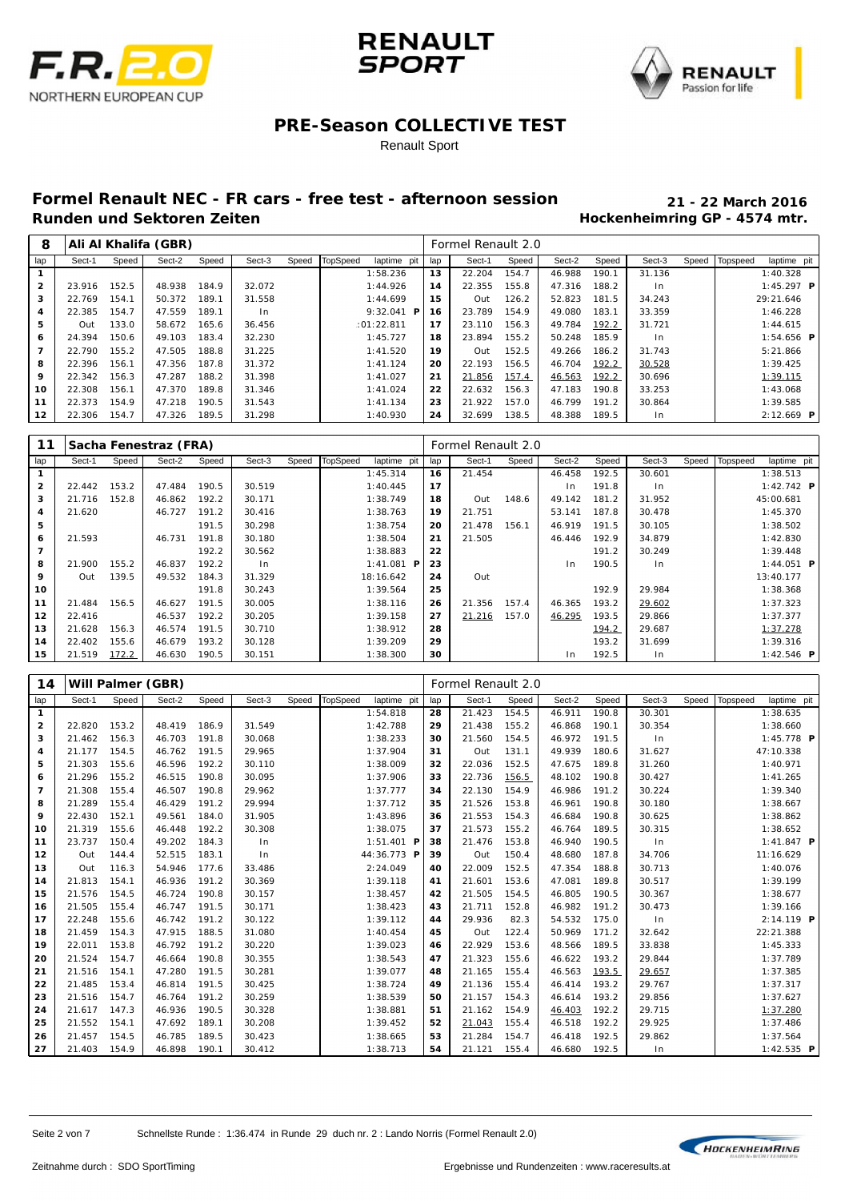# PRE-Season COLLECTIVE TEST

Renault Sport

## Formel Renault NEC - FR cars - free test - afternoon session

**Runden und Sektoren Zeiten**

**21 - 22 March 2016**
**Hockenheimring GP - 4574 mtr.**

| 8 | Ali Al Khalifa (GBR) | | | | | | | | Formel Renault 2.0 | | | | | | | | |
|---|---|---|---|---|---|---|---|---|---|---|---|---|---|---|---|---|---|
| lap | Sect-1 | Speed | Sect-2 | Speed | Sect-3 | Speed | TopSpeed | laptime pit | lap | Sect-1 | Speed | Sect-2 | Speed | Sect-3 | Speed | Topspeed | laptime pit |
| 1 | | | | | | | | 1:58.236 | 13 | 22.204 | 154.7 | 46.988 | 190.1 | 31.136 | | | 1:40.328 |
| 2 | 23.916 | 152.5 | 48.938 | 184.9 | 32.072 | | | 1:44.926 | 14 | 22.355 | 155.8 | 47.316 | 188.2 | In | | | 1:45.297 P |
| 3 | 22.769 | 154.1 | 50.372 | 189.1 | 31.558 | | | 1:44.699 | 15 | Out | 126.2 | 52.823 | 181.5 | 34.243 | | | 29:21.646 |
| 4 | 22.385 | 154.7 | 47.559 | 189.1 | In | | | 9:32.041 P | 16 | 23.789 | 154.9 | 49.080 | 183.1 | 33.359 | | | 1:46.228 |
| 5 | Out | 133.0 | 58.672 | 165.6 | 36.456 | | | :01:22.811 | 17 | 23.110 | 156.3 | 49.784 | 192.2 | 31.721 | | | 1:44.615 |
| 6 | 24.394 | 150.6 | 49.103 | 183.4 | 32.230 | | | 1:45.727 | 18 | 23.894 | 155.2 | 50.248 | 185.9 | In | | | 1:54.656 P |
| 7 | 22.790 | 155.2 | 47.505 | 188.8 | 31.225 | | | 1:41.520 | 19 | Out | 152.5 | 49.266 | 186.2 | 31.743 | | | 5:21.866 |
| 8 | 22.396 | 156.1 | 47.356 | 187.8 | 31.372 | | | 1:41.124 | 20 | 22.193 | 156.5 | 46.704 | 192.2 | 30.528 | | | 1:39.425 |
| 9 | 22.342 | 156.3 | 47.287 | 188.2 | 31.398 | | | 1:41.027 | 21 | 21.856 | 157.4 | 46.563 | 192.2 | 30.696 | | | 1:39.115 |
| 10 | 22.308 | 156.1 | 47.370 | 189.8 | 31.346 | | | 1:41.024 | 22 | 22.632 | 156.3 | 47.183 | 190.8 | 33.253 | | | 1:43.068 |
| 11 | 22.373 | 154.9 | 47.218 | 190.5 | 31.543 | | | 1:41.134 | 23 | 21.922 | 157.0 | 46.799 | 191.2 | 30.864 | | | 1:39.585 |
| 12 | 22.306 | 154.7 | 47.326 | 189.5 | 31.298 | | | 1:40.930 | 24 | 32.699 | 138.5 | 48.388 | 189.5 | In | | | 2:12.669 P |

| 11 | Sacha Fenestraz (FRA) | | | | | | | | Formel Renault 2.0 | | | | | | | | |
|---|---|---|---|---|---|---|---|---|---|---|---|---|---|---|---|---|---|
| lap | Sect-1 | Speed | Sect-2 | Speed | Sect-3 | Speed | TopSpeed | laptime pit | lap | Sect-1 | Speed | Sect-2 | Speed | Sect-3 | Speed | Topspeed | laptime pit |
| 1 | | | | | | | | 1:45.314 | 16 | 21.454 | | 46.458 | 192.5 | 30.601 | | | 1:38.513 |
| 2 | 22.442 | 153.2 | 47.484 | 190.5 | 30.519 | | | 1:40.445 | 17 | | | In | 191.8 | In | | | 1:42.742 P |
| 3 | 21.716 | 152.8 | 46.862 | 192.2 | 30.171 | | | 1:38.749 | 18 | Out | 148.6 | 49.142 | 181.2 | 31.952 | | | 45:00.681 |
| 4 | 21.620 | | 46.727 | 191.2 | 30.416 | | | 1:38.763 | 19 | 21.751 | | 53.141 | 187.8 | 30.478 | | | 1:45.370 |
| 5 | | | | 191.5 | 30.298 | | | 1:38.754 | 20 | 21.478 | 156.1 | 46.919 | 191.5 | 30.105 | | | 1:38.502 |
| 6 | 21.593 | | 46.731 | 191.8 | 30.180 | | | 1:38.504 | 21 | 21.505 | | 46.446 | 192.9 | 34.879 | | | 1:42.830 |
| 7 | | | | 192.2 | 30.562 | | | 1:38.883 | 22 | | | | 191.2 | 30.249 | | | 1:39.448 |
| 8 | 21.900 | 155.2 | 46.837 | 192.2 | In | | | 1:41.081 P | 23 | | | In | 190.5 | In | | | 1:44.051 P |
| 9 | Out | 139.5 | 49.532 | 184.3 | 31.329 | | | 18:16.642 | 24 | Out | | | | | | | 13:40.177 |
| 10 | | | | 191.8 | 30.243 | | | 1:39.564 | 25 | | | | 192.9 | 29.984 | | | 1:38.368 |
| 11 | 21.484 | 156.5 | 46.627 | 191.5 | 30.005 | | | 1:38.116 | 26 | 21.356 | 157.4 | 46.365 | 193.2 | 29.602 | | | 1:37.323 |
| 12 | 22.416 | | 46.537 | 192.2 | 30.205 | | | 1:39.158 | 27 | 21.216 | 157.0 | 46.295 | 193.5 | 29.866 | | | 1:37.377 |
| 13 | 21.628 | 156.3 | 46.574 | 191.5 | 30.710 | | | 1:38.912 | 28 | | | | 194.2 | 29.687 | | | 1:37.278 |
| 14 | 22.402 | 155.6 | 46.679 | 193.2 | 30.128 | | | 1:39.209 | 29 | | | | 193.2 | 31.699 | | | 1:39.316 |
| 15 | 21.519 | 172.2 | 46.630 | 190.5 | 30.151 | | | 1:38.300 | 30 | | | In | 192.5 | In | | | 1:42.546 P |

| 14 | Will Palmer (GBR) | | | | | | | | Formel Renault 2.0 | | | | | | | | |
|---|---|---|---|---|---|---|---|---|---|---|---|---|---|---|---|---|---|
| lap | Sect-1 | Speed | Sect-2 | Speed | Sect-3 | Speed | TopSpeed | laptime pit | lap | Sect-1 | Speed | Sect-2 | Speed | Sect-3 | Speed | Topspeed | laptime pit |
| 1 | | | | | | | | 1:54.818 | 28 | 21.423 | 154.5 | 46.911 | 190.8 | 30.301 | | | 1:38.635 |
| 2 | 22.820 | 153.2 | 48.419 | 186.9 | 31.549 | | | 1:42.788 | 29 | 21.438 | 155.2 | 46.868 | 190.1 | 30.354 | | | 1:38.660 |
| 3 | 21.462 | 156.3 | 46.703 | 191.8 | 30.068 | | | 1:38.233 | 30 | 21.560 | 154.5 | 46.972 | 191.5 | In | | | 1:45.778 P |
| 4 | 21.177 | 154.5 | 46.762 | 191.5 | 29.965 | | | 1:37.904 | 31 | Out | 131.1 | 49.939 | 180.6 | 31.627 | | | 47:10.338 |
| 5 | 21.303 | 155.6 | 46.596 | 192.2 | 30.110 | | | 1:38.009 | 32 | 22.036 | 152.5 | 47.675 | 189.8 | 31.260 | | | 1:40.971 |
| 6 | 21.296 | 155.2 | 46.515 | 190.8 | 30.095 | | | 1:37.906 | 33 | 22.736 | 156.5 | 48.102 | 190.8 | 30.427 | | | 1:41.265 |
| 7 | 21.308 | 155.4 | 46.507 | 190.8 | 29.962 | | | 1:37.777 | 34 | 22.130 | 154.9 | 46.986 | 191.2 | 30.224 | | | 1:39.340 |
| 8 | 21.289 | 155.4 | 46.429 | 191.2 | 29.994 | | | 1:37.712 | 35 | 21.526 | 153.8 | 46.961 | 190.8 | 30.180 | | | 1:38.667 |
| 9 | 22.430 | 152.1 | 49.561 | 184.0 | 31.905 | | | 1:43.896 | 36 | 21.553 | 154.3 | 46.684 | 190.8 | 30.625 | | | 1:38.862 |
| 10 | 21.319 | 155.6 | 46.448 | 192.2 | 30.308 | | | 1:38.075 | 37 | 21.573 | 155.2 | 46.764 | 189.5 | 30.315 | | | 1:38.652 |
| 11 | 23.737 | 150.4 | 49.202 | 184.3 | In | | | 1:51.401 P | 38 | 21.476 | 153.8 | 46.940 | 190.5 | In | | | 1:41.847 P |
| 12 | Out | 144.4 | 52.515 | 183.1 | In | | | 44:36.773 P | 39 | Out | 150.4 | 48.680 | 187.8 | 34.706 | | | 11:16.629 |
| 13 | Out | 116.3 | 54.946 | 177.6 | 33.486 | | | 2:24.049 | 40 | 22.009 | 152.5 | 47.354 | 188.8 | 30.713 | | | 1:40.076 |
| 14 | 21.813 | 154.1 | 46.936 | 191.2 | 30.369 | | | 1:39.118 | 41 | 21.601 | 153.6 | 47.081 | 189.8 | 30.517 | | | 1:39.199 |
| 15 | 21.576 | 154.5 | 46.724 | 190.8 | 30.157 | | | 1:38.457 | 42 | 21.505 | 154.5 | 46.805 | 190.5 | 30.367 | | | 1:38.677 |
| 16 | 21.505 | 155.4 | 46.747 | 191.5 | 30.171 | | | 1:38.423 | 43 | 21.711 | 152.8 | 46.982 | 191.2 | 30.473 | | | 1:39.166 |
| 17 | 22.248 | 155.6 | 46.742 | 191.2 | 30.122 | | | 1:39.112 | 44 | 29.936 | 82.3 | 54.532 | 175.0 | In | | | 2:14.119 P |
| 18 | 21.459 | 154.3 | 47.915 | 188.5 | 31.080 | | | 1:40.454 | 45 | Out | 122.4 | 50.969 | 171.2 | 32.642 | | | 22:21.388 |
| 19 | 22.011 | 153.8 | 46.792 | 191.2 | 30.220 | | | 1:39.023 | 46 | 22.929 | 153.6 | 48.566 | 189.5 | 33.838 | | | 1:45.333 |
| 20 | 21.524 | 154.7 | 46.664 | 190.8 | 30.355 | | | 1:38.543 | 47 | 21.323 | 155.6 | 46.622 | 193.2 | 29.844 | | | 1:37.789 |
| 21 | 21.516 | 154.1 | 47.280 | 191.5 | 30.281 | | | 1:39.077 | 48 | 21.165 | 155.4 | 46.563 | 193.5 | 29.657 | | | 1:37.385 |
| 22 | 21.485 | 153.4 | 46.814 | 191.5 | 30.425 | | | 1:38.724 | 49 | 21.136 | 155.4 | 46.414 | 193.2 | 29.767 | | | 1:37.317 |
| 23 | 21.516 | 154.7 | 46.764 | 191.2 | 30.259 | | | 1:38.539 | 50 | 21.157 | 154.3 | 46.614 | 193.2 | 29.856 | | | 1:37.627 |
| 24 | 21.617 | 147.3 | 46.936 | 190.5 | 30.328 | | | 1:38.881 | 51 | 21.162 | 154.9 | 46.403 | 192.2 | 29.715 | | | 1:37.280 |
| 25 | 21.552 | 154.1 | 47.692 | 189.1 | 30.208 | | | 1:39.452 | 52 | 21.043 | 155.4 | 46.518 | 192.2 | 29.925 | | | 1:37.486 |
| 26 | 21.457 | 154.5 | 46.785 | 189.5 | 30.423 | | | 1:38.665 | 53 | 21.284 | 154.7 | 46.418 | 192.5 | 29.862 | | | 1:37.564 |
| 27 | 21.403 | 154.9 | 46.898 | 190.1 | 30.412 | | | 1:38.713 | 54 | 21.121 | 155.4 | 46.680 | 192.5 | In | | | 1:42.535 P |

Schnellste Runde : 1:36.474 in Runde 29 duch nr. 2 : Lando Norris (Formel Renault 2.0)

Zeitnahme durch : SDO SportTiming — Ergebnisse und Rundenzeiten : www.raceresults.at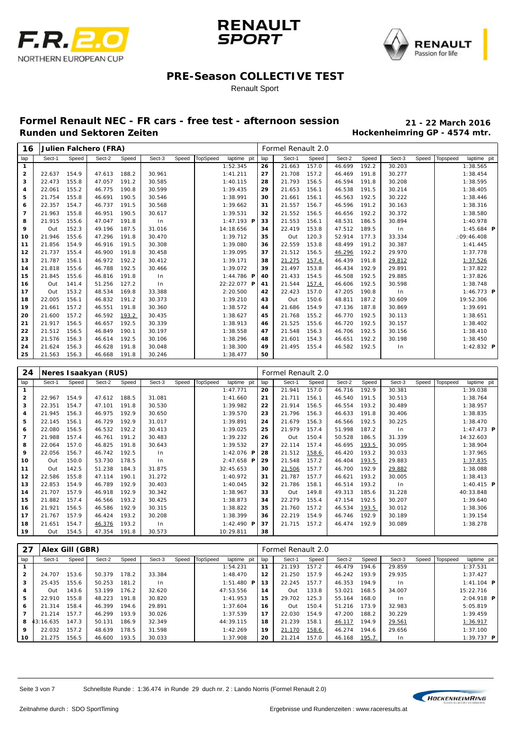# PRE-Season COLLECTIVE TEST

Renault Sport

## Formel Renault NEC - FR cars - free test - afternoon session

**21 - 22 March 2016**

### Runden und Sektoren Zeiten

**Hockenheimring GP - 4574 mtr.**

| 16 | Julien Falchero (FRA) | | | | | | | | | Formel Renault 2.0 | | | | | | | | | |
|---|---|---|---|---|---|---|---|---|---|---|---|---|---|---|---|---|---|---|---|
| lap | Sect-1 | Speed | Sect-2 | Speed | Sect-3 | Speed | TopSpeed | laptime | pit | lap | Sect-1 | Speed | Sect-2 | Speed | Sect-3 | Speed | Topspeed | laptime | pit |
| 1 | | | | | | | | 1:52.345 | | 26 | 21.663 | 157.0 | 46.699 | 192.2 | 30.203 | | | 1:38.565 | |
| 2 | 22.637 | 154.9 | 47.613 | 188.2 | 30.961 | | | 1:41.211 | | 27 | 21.708 | 157.2 | 46.469 | 191.8 | 30.277 | | | 1:38.454 | |
| 3 | 22.473 | 155.8 | 47.057 | 191.2 | 30.585 | | | 1:40.115 | | 28 | 21.793 | 156.5 | 46.594 | 191.8 | 30.208 | | | 1:38.595 | |
| 4 | 22.061 | 155.2 | 46.775 | 190.8 | 30.599 | | | 1:39.435 | | 29 | 21.653 | 156.1 | 46.538 | 191.5 | 30.214 | | | 1:38.405 | |
| 5 | 21.754 | 155.8 | 46.691 | 190.5 | 30.546 | | | 1:38.991 | | 30 | 21.661 | 156.1 | 46.563 | 192.5 | 30.222 | | | 1:38.446 | |
| 6 | 22.357 | 154.7 | 46.737 | 191.5 | 30.568 | | | 1:39.662 | | 31 | 21.557 | 156.7 | 46.596 | 191.2 | 30.163 | | | 1:38.316 | |
| 7 | 21.963 | 155.8 | 46.951 | 190.5 | 30.617 | | | 1:39.531 | | 32 | 21.552 | 156.5 | 46.656 | 192.2 | 30.372 | | | 1:38.580 | |
| 8 | 21.915 | 155.6 | 47.047 | 191.8 | In | | | 1:47.193 | P | 33 | 21.553 | 156.1 | 48.531 | 186.5 | 30.894 | | | 1:40.978 | |
| 9 | Out | 152.3 | 49.196 | 187.5 | 31.016 | | | 14:18.656 | | 34 | 22.419 | 153.8 | 47.512 | 189.5 | In | | | 1:45.684 | P |
| 10 | 21.946 | 155.6 | 47.296 | 191.8 | 30.470 | | | 1:39.712 | | 35 | Out | 120.3 | 52.914 | 177.3 | 33.334 | | | :09:46.408 | |
| 11 | 21.856 | 154.9 | 46.916 | 191.5 | 30.308 | | | 1:39.080 | | 36 | 22.559 | 153.8 | 48.499 | 191.2 | 30.387 | | | 1:41.445 | |
| 12 | 21.737 | 155.4 | 46.900 | 191.8 | 30.458 | | | 1:39.095 | | 37 | 21.512 | 156.5 | 46.296 | 192.2 | 29.970 | | | 1:37.778 | |
| 13 | 21.787 | 156.1 | 46.972 | 192.2 | 30.412 | | | 1:39.171 | | 38 | 21.275 | 157.4 | 46.439 | 191.8 | 29.812 | | | 1:37.526 | |
| 14 | 21.818 | 155.6 | 46.788 | 192.5 | 30.466 | | | 1:39.072 | | 39 | 21.497 | 153.8 | 46.434 | 192.9 | 29.891 | | | 1:37.822 | |
| 15 | 21.845 | 155.6 | 46.816 | 191.8 | In | | | 1:44.786 | P | 40 | 21.433 | 154.5 | 46.508 | 192.5 | 29.885 | | | 1:37.826 | |
| 16 | Out | 141.4 | 51.256 | 127.2 | In | | | 22:22.077 | P | 41 | 21.544 | 157.4 | 46.606 | 192.5 | 30.598 | | | 1:38.748 | |
| 17 | Out | 153.2 | 48.534 | 169.8 | 33.388 | | | 2:20.500 | | 42 | 22.423 | 157.0 | 47.205 | 190.8 | In | | | 1:46.773 | P |
| 18 | 22.005 | 156.1 | 46.832 | 191.2 | 30.373 | | | 1:39.210 | | 43 | Out | 150.6 | 48.811 | 187.2 | 30.609 | | | 19:52.306 | |
| 19 | 21.661 | 157.2 | 46.551 | 191.8 | 30.360 | | | 1:38.572 | | 44 | 21.686 | 154.9 | 47.136 | 187.8 | 30.869 | | | 1:39.691 | |
| 20 | 21.600 | 157.2 | 46.592 | 193.2 | 30.435 | | | 1:38.627 | | 45 | 21.768 | 155.2 | 46.770 | 192.5 | 30.113 | | | 1:38.651 | |
| 21 | 21.917 | 156.5 | 46.657 | 192.5 | 30.339 | | | 1:38.913 | | 46 | 21.525 | 155.6 | 46.720 | 192.5 | 30.157 | | | 1:38.402 | |
| 22 | 21.512 | 156.5 | 46.849 | 190.1 | 30.197 | | | 1:38.558 | | 47 | 21.548 | 156.3 | 46.706 | 192.5 | 30.156 | | | 1:38.410 | |
| 23 | 21.576 | 156.3 | 46.614 | 192.5 | 30.106 | | | 1:38.296 | | 48 | 21.601 | 154.3 | 46.651 | 192.2 | 30.198 | | | 1:38.450 | |
| 24 | 21.624 | 156.3 | 46.628 | 191.8 | 30.048 | | | 1:38.300 | | 49 | 21.495 | 155.4 | 46.582 | 192.5 | In | | | 1:42.832 | P |
| 25 | 21.563 | 156.3 | 46.668 | 191.8 | 30.246 | | | 1:38.477 | | 50 | | | | | | | | | |

| 24 | Neres Isaakyan (RUS) | | | | | | | | | Formel Renault 2.0 | | | | | | | | | |
|---|---|---|---|---|---|---|---|---|---|---|---|---|---|---|---|---|---|---|---|
| lap | Sect-1 | Speed | Sect-2 | Speed | Sect-3 | Speed | TopSpeed | laptime | pit | lap | Sect-1 | Speed | Sect-2 | Speed | Sect-3 | Speed | Topspeed | laptime | pit |
| 1 | | | | | | | | 1:47.771 | | 20 | 21.941 | 157.0 | 46.716 | 192.9 | 30.381 | | | 1:39.038 | |
| 2 | 22.967 | 154.9 | 47.612 | 188.5 | 31.081 | | | 1:41.660 | | 21 | 21.711 | 156.1 | 46.540 | 191.5 | 30.513 | | | 1:38.764 | |
| 3 | 22.351 | 154.7 | 47.101 | 191.8 | 30.530 | | | 1:39.982 | | 22 | 21.914 | 156.5 | 46.554 | 193.2 | 30.489 | | | 1:38.957 | |
| 4 | 21.945 | 156.3 | 46.975 | 192.9 | 30.650 | | | 1:39.570 | | 23 | 21.796 | 156.3 | 46.633 | 191.8 | 30.406 | | | 1:38.835 | |
| 5 | 22.145 | 156.1 | 46.729 | 192.9 | 31.017 | | | 1:39.891 | | 24 | 21.679 | 156.3 | 46.566 | 192.5 | 30.225 | | | 1:38.470 | |
| 6 | 22.080 | 156.5 | 46.532 | 192.2 | 30.413 | | | 1:39.025 | | 25 | 21.979 | 157.4 | 51.998 | 187.2 | In | | | 1:47.473 | P |
| 7 | 21.988 | 157.4 | 46.761 | 191.2 | 30.483 | | | 1:39.232 | | 26 | Out | 150.4 | 50.528 | 186.5 | 31.339 | | | 14:32.603 | |
| 8 | 22.064 | 157.0 | 46.825 | 191.8 | 30.643 | | | 1:39.532 | | 27 | 22.114 | 157.4 | 46.695 | 193.5 | 30.095 | | | 1:38.904 | |
| 9 | 22.056 | 156.7 | 46.742 | 192.5 | In | | | 1:42.076 | P | 28 | 21.512 | 158.6 | 46.420 | 193.2 | 30.033 | | | 1:37.965 | |
| 10 | Out | 150.0 | 53.730 | 178.5 | In | | | 2:47.658 | P | 29 | 21.548 | 157.2 | 46.404 | 193.5 | 29.883 | | | 1:37.835 | |
| 11 | Out | 142.5 | 51.238 | 184.3 | 31.875 | | | 32:45.653 | | 30 | 21.506 | 157.7 | 46.700 | 192.9 | 29.882 | | | 1:38.088 | |
| 12 | 22.586 | 155.8 | 47.114 | 190.1 | 31.272 | | | 1:40.972 | | 31 | 21.787 | 157.7 | 46.621 | 193.2 | 30.005 | | | 1:38.413 | |
| 13 | 22.853 | 154.9 | 46.789 | 192.9 | 30.403 | | | 1:40.045 | | 32 | 21.786 | 158.1 | 46.514 | 193.2 | In | | | 1:40.415 | P |
| 14 | 21.707 | 157.9 | 46.918 | 192.9 | 30.342 | | | 1:38.967 | | 33 | Out | 149.8 | 49.313 | 185.6 | 31.228 | | | 40:33.848 | |
| 15 | 21.882 | 157.4 | 46.566 | 193.2 | 30.425 | | | 1:38.873 | | 34 | 22.279 | 155.4 | 47.154 | 192.5 | 30.207 | | | 1:39.640 | |
| 16 | 21.921 | 156.5 | 46.586 | 192.9 | 30.315 | | | 1:38.822 | | 35 | 21.760 | 157.2 | 46.534 | 193.5 | 30.012 | | | 1:38.306 | |
| 17 | 21.767 | 157.9 | 46.424 | 193.2 | 30.208 | | | 1:38.399 | | 36 | 22.219 | 154.9 | 46.746 | 192.9 | 30.189 | | | 1:39.154 | |
| 18 | 21.651 | 154.7 | 46.376 | 193.2 | In | | | 1:42.490 | P | 37 | 21.715 | 157.2 | 46.474 | 192.9 | 30.089 | | | 1:38.278 | |
| 19 | Out | 154.5 | 47.354 | 191.8 | 30.573 | | | 10:29.811 | | 38 | | | | | | | | | |

| 27 | Alex Gill (GBR) | | | | | | | | | Formel Renault 2.0 | | | | | | | | | |
|---|---|---|---|---|---|---|---|---|---|---|---|---|---|---|---|---|---|---|---|
| lap | Sect-1 | Speed | Sect-2 | Speed | Sect-3 | Speed | TopSpeed | laptime | pit | lap | Sect-1 | Speed | Sect-2 | Speed | Sect-3 | Speed | Topspeed | laptime | pit |
| 1 | | | | | | | | 1:54.231 | | 11 | 21.193 | 157.2 | 46.479 | 194.6 | 29.859 | | | 1:37.531 | |
| 2 | 24.707 | 153.6 | 50.379 | 178.2 | 33.384 | | | 1:48.470 | | 12 | 21.250 | 157.9 | 46.242 | 193.9 | 29.935 | | | 1:37.427 | |
| 3 | 25.435 | 155.6 | 50.253 | 181.2 | In | | | 1:51.480 | P | 13 | 22.245 | 157.7 | 46.353 | 194.9 | In | | | 1:41.104 | P |
| 4 | Out | 143.6 | 53.199 | 176.2 | 32.620 | | | 47:53.556 | | 14 | Out | 133.8 | 53.021 | 168.5 | 34.007 | | | 15:22.716 | |
| 5 | 22.910 | 155.8 | 48.223 | 191.8 | 30.820 | | | 1:41.953 | | 15 | 29.702 | 125.3 | 55.164 | 168.0 | In | | | 2:04.918 | P |
| 6 | 21.314 | 158.4 | 46.399 | 194.6 | 29.891 | | | 1:37.604 | | 16 | Out | 150.4 | 51.216 | 173.9 | 32.983 | | | 5:05.819 | |
| 7 | 21.214 | 157.7 | 46.299 | 193.9 | 30.026 | | | 1:37.539 | | 17 | 22.030 | 154.9 | 47.200 | 188.2 | 30.229 | | | 1:39.459 | |
| 8 | 43:16.635 | 147.3 | 50.131 | 186.9 | 32.349 | | | 44:39.115 | | 18 | 21.239 | 158.1 | 46.117 | 194.9 | 29.561 | | | 1:36.917 | |
| 9 | 22.032 | 157.2 | 48.639 | 178.5 | 31.598 | | | 1:42.269 | | 19 | 21.170 | 158.6 | 46.274 | 194.6 | 29.656 | | | 1:37.100 | |
| 10 | 21.275 | 156.5 | 46.600 | 193.5 | 30.033 | | | 1:37.908 | | 20 | 21.214 | 157.0 | 46.168 | 195.7 | In | | | 1:39.737 | P |

Schnellste Runde : 1:36.474 in Runde 29 duch nr. 2 : Lando Norris (Formel Renault 2.0)

Zeitnahme durch : SDO SportTiming

Ergebnisse und Rundenzeiten : www.raceresults.at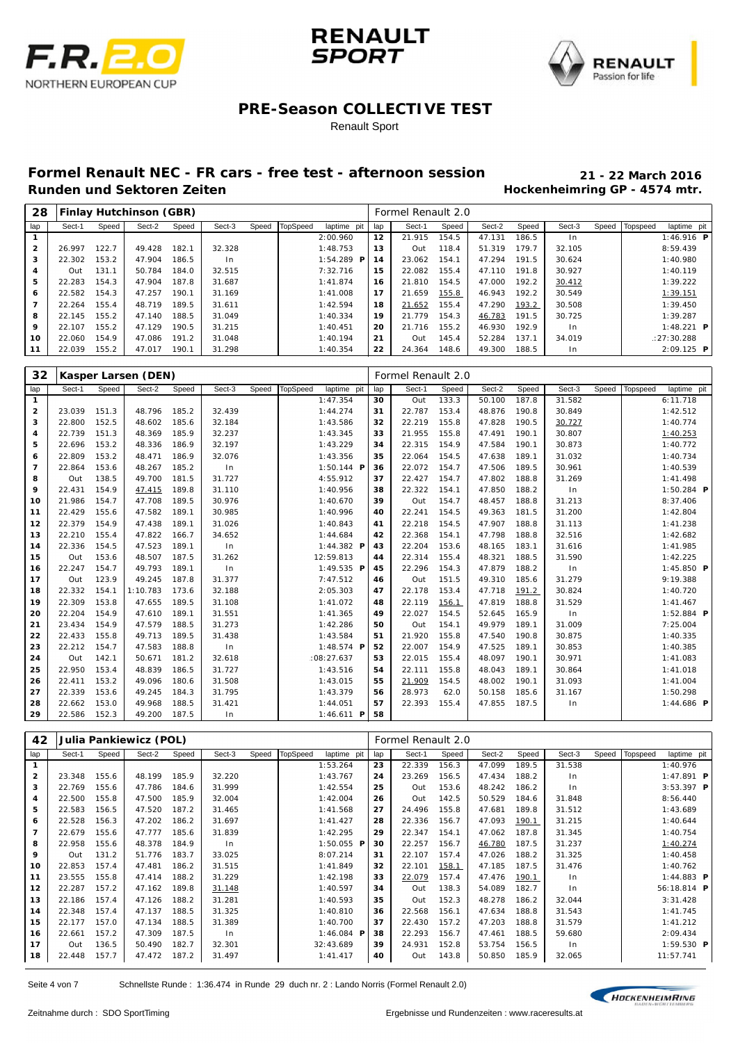# PRE-Season COLLECTIVE TEST

Renault Sport

## Formel Renault NEC - FR cars - free test - afternoon session

**Runden und Sektoren Zeiten**

**21 - 22 March 2016**

**Hockenheimring GP - 4574 mtr.**

### 28 Finlay Hutchinson (GBR) — Formel Renault 2.0

| lap | Sect-1 | Speed | Sect-2 | Speed | Sect-3 | Speed | TopSpeed | laptime pit | lap | Sect-1 | Speed | Sect-2 | Speed | Sect-3 | Speed | Topspeed | laptime pit |
|---|---|---|---|---|---|---|---|---|---|---|---|---|---|---|---|---|---|
| 1 | | | | | | | | 2:00.960 | 12 | 21.915 | 154.5 | 47.131 | 186.5 | In | | | 1:46.916 P |
| 2 | 26.997 | 122.7 | 49.428 | 182.1 | 32.328 | | | 1:48.753 | 13 | Out | 118.4 | 51.319 | 179.7 | 32.105 | | | 8:59.439 |
| 3 | 22.302 | 153.2 | 47.904 | 186.5 | In | | | 1:54.289 P | 14 | 23.062 | 154.1 | 47.294 | 191.5 | 30.624 | | | 1:40.980 |
| 4 | Out | 131.1 | 50.784 | 184.0 | 32.515 | | | 7:32.716 | 15 | 22.082 | 155.4 | 47.110 | 191.8 | 30.927 | | | 1:40.119 |
| 5 | 22.283 | 154.3 | 47.904 | 187.8 | 31.687 | | | 1:41.874 | 16 | 21.810 | 154.5 | 47.000 | 192.2 | 30.412 | | | 1:39.222 |
| 6 | 22.582 | 154.3 | 47.257 | 190.1 | 31.169 | | | 1:41.008 | 17 | 21.659 | 155.8 | 46.943 | 192.2 | 30.549 | | | 1:39.151 |
| 7 | 22.264 | 155.4 | 48.719 | 189.5 | 31.611 | | | 1:42.594 | 18 | 21.652 | 155.4 | 47.290 | 193.2 | 30.508 | | | 1:39.450 |
| 8 | 22.145 | 155.2 | 47.140 | 188.5 | 31.049 | | | 1:40.334 | 19 | 21.779 | 154.3 | 46.783 | 191.5 | 30.725 | | | 1:39.287 |
| 9 | 22.107 | 155.2 | 47.129 | 190.5 | 31.215 | | | 1:40.451 | 20 | 21.716 | 155.2 | 46.930 | 192.9 | In | | | 1:48.221 P |
| 10 | 22.060 | 154.9 | 47.086 | 191.2 | 31.048 | | | 1:40.194 | 21 | Out | 145.4 | 52.284 | 137.1 | 34.019 | | | :27:30.288 |
| 11 | 22.039 | 155.2 | 47.017 | 190.1 | 31.298 | | | 1:40.354 | 22 | 24.364 | 148.6 | 49.300 | 188.5 | In | | | 2:09.125 P |

### 32 Kasper Larsen (DEN) — Formel Renault 2.0

| lap | Sect-1 | Speed | Sect-2 | Speed | Sect-3 | Speed | TopSpeed | laptime pit | lap | Sect-1 | Speed | Sect-2 | Speed | Sect-3 | Speed | Topspeed | laptime pit |
|---|---|---|---|---|---|---|---|---|---|---|---|---|---|---|---|---|---|
| 1 | | | | | | | | 1:47.354 | 30 | Out | 133.3 | 50.100 | 187.8 | 31.582 | | | 6:11.718 |
| 2 | 23.039 | 151.3 | 48.796 | 185.2 | 32.439 | | | 1:44.274 | 31 | 22.787 | 153.4 | 48.876 | 190.8 | 30.849 | | | 1:42.512 |
| 3 | 22.800 | 152.5 | 48.602 | 185.6 | 32.184 | | | 1:43.586 | 32 | 22.219 | 155.8 | 47.828 | 190.5 | 30.727 | | | 1:40.774 |
| 4 | 22.739 | 151.3 | 48.369 | 185.9 | 32.237 | | | 1:43.345 | 33 | 21.955 | 155.8 | 47.491 | 190.1 | 30.807 | | | 1:40.253 |
| 5 | 22.696 | 153.2 | 48.336 | 186.9 | 32.197 | | | 1:43.229 | 34 | 22.315 | 154.9 | 47.584 | 190.1 | 30.873 | | | 1:40.772 |
| 6 | 22.809 | 153.2 | 48.471 | 186.9 | 32.076 | | | 1:43.356 | 35 | 22.064 | 154.5 | 47.638 | 189.1 | 31.032 | | | 1:40.734 |
| 7 | 22.864 | 153.6 | 48.267 | 185.2 | In | | | 1:50.144 P | 36 | 22.072 | 154.7 | 47.506 | 189.5 | 30.961 | | | 1:40.539 |
| 8 | Out | 138.5 | 49.700 | 181.5 | 31.727 | | | 4:55.912 | 37 | 22.427 | 154.7 | 47.802 | 188.8 | 31.269 | | | 1:41.498 |
| 9 | 22.431 | 154.9 | 47.415 | 189.8 | 31.110 | | | 1:40.956 | 38 | 22.322 | 154.1 | 47.850 | 188.2 | In | | | 1:50.284 P |
| 10 | 21.986 | 154.7 | 47.708 | 189.5 | 30.976 | | | 1:40.670 | 39 | Out | 154.7 | 48.457 | 188.8 | 31.213 | | | 8:37.406 |
| 11 | 22.429 | 155.6 | 47.582 | 189.1 | 30.985 | | | 1:40.996 | 40 | 22.241 | 154.5 | 49.363 | 181.5 | 31.200 | | | 1:42.804 |
| 12 | 22.379 | 154.9 | 47.438 | 189.1 | 31.026 | | | 1:40.843 | 41 | 22.218 | 154.5 | 47.907 | 188.8 | 31.113 | | | 1:41.238 |
| 13 | 22.210 | 155.4 | 47.822 | 166.7 | 34.652 | | | 1:44.684 | 42 | 22.368 | 154.1 | 47.798 | 188.8 | 32.516 | | | 1:42.682 |
| 14 | 22.336 | 154.5 | 47.523 | 189.1 | In | | | 1:44.382 P | 43 | 22.204 | 153.6 | 48.165 | 183.1 | 31.616 | | | 1:41.985 |
| 15 | Out | 153.6 | 48.507 | 187.5 | 31.262 | | | 12:59.813 | 44 | 22.314 | 155.4 | 48.321 | 188.5 | 31.590 | | | 1:42.225 |
| 16 | 22.247 | 154.7 | 49.793 | 189.1 | In | | | 1:49.535 P | 45 | 22.296 | 154.3 | 47.879 | 188.2 | In | | | 1:45.850 P |
| 17 | Out | 123.9 | 49.245 | 187.8 | 31.377 | | | 7:47.512 | 46 | Out | 151.5 | 49.310 | 185.6 | 31.279 | | | 9:19.388 |
| 18 | 22.332 | 154.1 | 1:10.783 | 173.6 | 32.188 | | | 2:05.303 | 47 | 22.178 | 153.4 | 47.718 | 191.2 | 30.824 | | | 1:40.720 |
| 19 | 22.309 | 153.8 | 47.655 | 189.5 | 31.108 | | | 1:41.072 | 48 | 22.119 | 156.1 | 47.819 | 188.8 | 31.529 | | | 1:41.467 |
| 20 | 22.204 | 154.9 | 47.610 | 189.1 | 31.551 | | | 1:41.365 | 49 | 22.027 | 154.5 | 52.645 | 165.9 | In | | | 1:52.884 P |
| 21 | 23.434 | 154.9 | 47.579 | 188.5 | 31.273 | | | 1:42.286 | 50 | Out | 154.1 | 49.979 | 189.1 | 31.009 | | | 7:25.004 |
| 22 | 22.433 | 155.8 | 49.713 | 189.5 | 31.438 | | | 1:43.584 | 51 | 21.920 | 155.8 | 47.540 | 190.8 | 30.875 | | | 1:40.335 |
| 23 | 22.212 | 154.7 | 47.583 | 188.8 | In | | | 1:48.574 P | 52 | 22.007 | 154.9 | 47.525 | 189.1 | 30.853 | | | 1:40.385 |
| 24 | Out | 142.1 | 50.671 | 181.2 | 32.618 | | | :08:27.637 | 53 | 22.015 | 155.4 | 48.097 | 190.1 | 30.971 | | | 1:41.083 |
| 25 | 22.950 | 153.4 | 48.839 | 186.5 | 31.727 | | | 1:43.516 | 54 | 22.111 | 155.8 | 48.043 | 189.1 | 30.864 | | | 1:41.018 |
| 26 | 22.411 | 153.2 | 49.096 | 180.6 | 31.508 | | | 1:43.015 | 55 | 21.909 | 154.5 | 48.002 | 190.1 | 31.093 | | | 1:41.004 |
| 27 | 22.339 | 153.6 | 49.245 | 184.3 | 31.795 | | | 1:43.379 | 56 | 28.973 | 62.0 | 50.158 | 185.6 | 31.167 | | | 1:50.298 |
| 28 | 22.662 | 153.0 | 49.968 | 188.5 | 31.421 | | | 1:44.051 | 57 | 22.393 | 155.4 | 47.855 | 187.5 | In | | | 1:44.686 P |
| 29 | 22.586 | 152.3 | 49.200 | 187.5 | In | | | 1:46.611 P | 58 | | | | | | | | |

### 42 Julia Pankiewicz (POL) — Formel Renault 2.0

| lap | Sect-1 | Speed | Sect-2 | Speed | Sect-3 | Speed | TopSpeed | laptime pit | lap | Sect-1 | Speed | Sect-2 | Speed | Sect-3 | Speed | Topspeed | laptime pit |
|---|---|---|---|---|---|---|---|---|---|---|---|---|---|---|---|---|---|
| 1 | | | | | | | | 1:53.264 | 23 | 22.339 | 156.3 | 47.099 | 189.5 | 31.538 | | | 1:40.976 |
| 2 | 23.348 | 155.6 | 48.199 | 185.9 | 32.220 | | | 1:43.767 | 24 | 23.269 | 156.5 | 47.434 | 188.2 | In | | | 1:47.891 P |
| 3 | 22.769 | 155.6 | 47.786 | 184.6 | 31.999 | | | 1:42.554 | 25 | Out | 153.6 | 48.242 | 186.2 | In | | | 3:53.397 P |
| 4 | 22.500 | 155.8 | 47.500 | 185.9 | 32.004 | | | 1:42.004 | 26 | Out | 142.5 | 50.529 | 184.6 | 31.848 | | | 8:56.440 |
| 5 | 22.583 | 156.5 | 47.520 | 187.2 | 31.465 | | | 1:41.568 | 27 | 24.496 | 155.8 | 47.681 | 189.8 | 31.512 | | | 1:43.689 |
| 6 | 22.528 | 156.3 | 47.202 | 186.2 | 31.697 | | | 1:41.427 | 28 | 22.336 | 156.7 | 47.093 | 190.1 | 31.215 | | | 1:40.644 |
| 7 | 22.679 | 155.6 | 47.777 | 185.6 | 31.839 | | | 1:42.295 | 29 | 22.347 | 154.1 | 47.062 | 187.8 | 31.345 | | | 1:40.754 |
| 8 | 22.958 | 155.6 | 48.378 | 184.9 | In | | | 1:50.055 P | 30 | 22.257 | 156.7 | 46.780 | 187.5 | 31.237 | | | 1:40.274 |
| 9 | Out | 131.2 | 51.776 | 183.7 | 33.025 | | | 8:07.214 | 31 | 22.107 | 157.4 | 47.026 | 188.2 | 31.325 | | | 1:40.458 |
| 10 | 22.853 | 157.4 | 47.481 | 186.2 | 31.515 | | | 1:41.849 | 32 | 22.101 | 158.1 | 47.185 | 187.5 | 31.476 | | | 1:40.762 |
| 11 | 23.555 | 155.8 | 47.414 | 188.2 | 31.229 | | | 1:42.198 | 33 | 22.079 | 157.4 | 47.476 | 190.1 | In | | | 1:44.883 P |
| 12 | 22.287 | 157.2 | 47.162 | 189.8 | 31.148 | | | 1:40.597 | 34 | Out | 138.3 | 54.089 | 182.7 | In | | | 56:18.814 P |
| 13 | 22.186 | 157.4 | 47.126 | 188.2 | 31.281 | | | 1:40.593 | 35 | Out | 152.3 | 48.278 | 186.2 | 32.044 | | | 3:31.428 |
| 14 | 22.348 | 157.4 | 47.137 | 188.5 | 31.325 | | | 1:40.810 | 36 | 22.568 | 156.1 | 47.634 | 188.8 | 31.543 | | | 1:41.745 |
| 15 | 22.177 | 157.0 | 47.134 | 188.5 | 31.389 | | | 1:40.700 | 37 | 22.430 | 157.2 | 47.203 | 188.8 | 31.579 | | | 1:41.212 |
| 16 | 22.661 | 157.2 | 47.309 | 187.5 | In | | | 1:46.084 P | 38 | 22.293 | 156.7 | 47.461 | 188.5 | 59.680 | | | 2:09.434 |
| 17 | Out | 136.5 | 50.490 | 182.7 | 32.301 | | | 32:43.689 | 39 | 24.931 | 152.8 | 53.754 | 156.5 | In | | | 1:59.530 P |
| 18 | 22.448 | 157.7 | 47.472 | 187.2 | 31.497 | | | 1:41.417 | 40 | Out | 143.8 | 50.850 | 185.9 | 32.065 | | | 11:57.741 |

Schnellste Runde : 1:36.474 in Runde 29 duch nr. 2 : Lando Norris (Formel Renault 2.0)

Zeitnahme durch : SDO SportTiming

Ergebnisse und Rundenzeiten : www.raceresults.at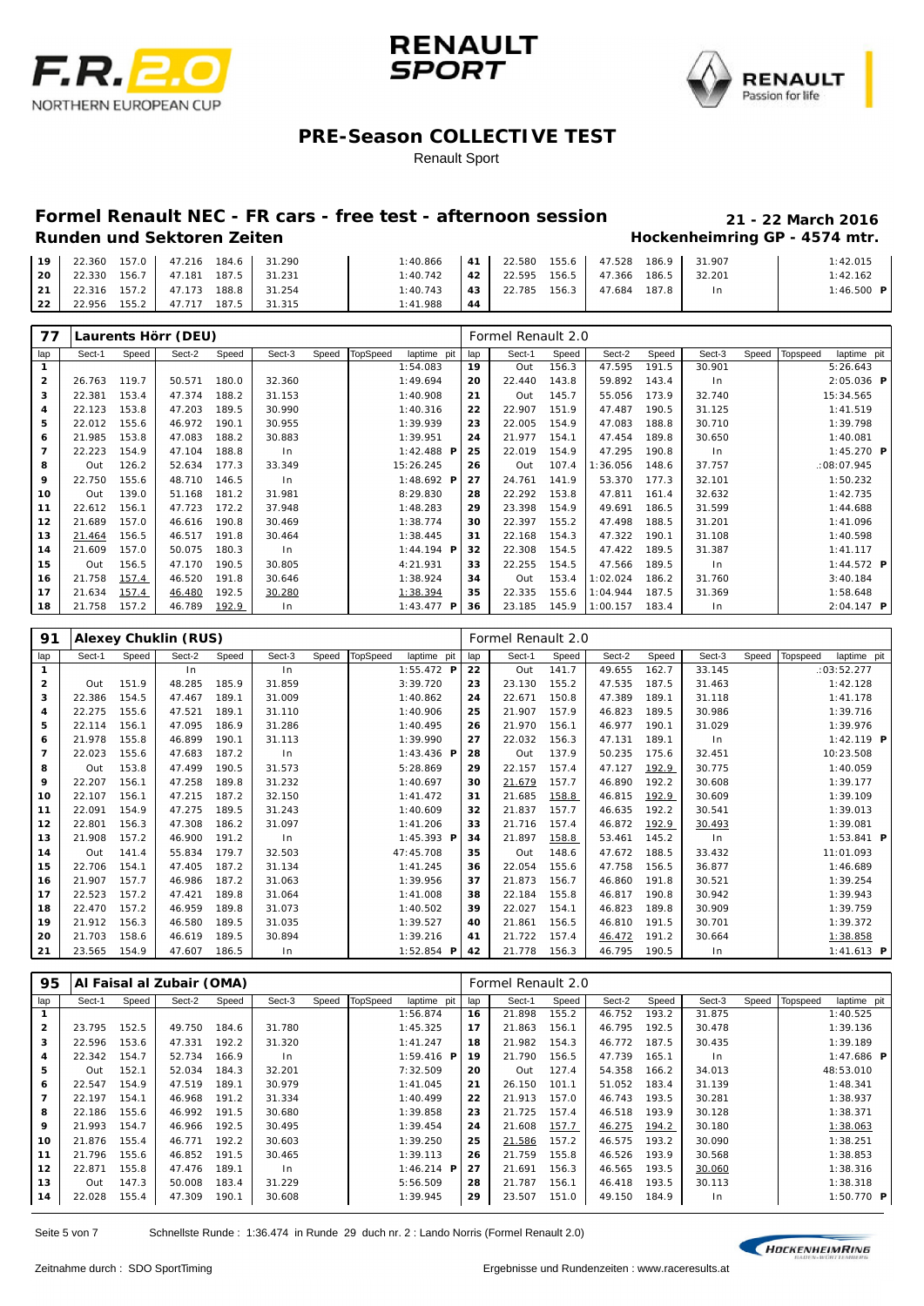# PRE-Season COLLECTIVE TEST

Renault Sport

## Formel Renault NEC - FR cars - free test - afternoon session

**21 - 22 March 2016**

### Runden und Sektoren Zeiten

**Hockenheimring GP - 4574 mtr.**

| lap | Sect-1 | Speed | Sect-2 | Speed | Sect-3 | Speed | TopSpeed | laptime pit | lap | Sect-1 | Speed | Sect-2 | Speed | Sect-3 | Speed | Topspeed | laptime pit |
|---|---|---|---|---|---|---|---|---|---|---|---|---|---|---|---|---|---|
| 19 | 22.360 | 157.0 | 47.216 | 184.6 | 31.290 | | | 1:40.866 | 41 | 22.580 | 155.6 | 47.528 | 186.9 | 31.907 | | | 1:42.015 |
| 20 | 22.330 | 156.7 | 47.181 | 187.5 | 31.231 | | | 1:40.742 | 42 | 22.595 | 156.5 | 47.366 | 186.5 | 32.201 | | | 1:42.162 |
| 21 | 22.316 | 157.2 | 47.173 | 188.8 | 31.254 | | | 1:40.743 | 43 | 22.785 | 156.3 | 47.684 | 187.8 | In | | | 1:46.500 P |
| 22 | 22.956 | 155.2 | 47.717 | 187.5 | 31.315 | | | 1:41.988 | 44 | | | | | | | | |

### 77 Laurents Hörr (DEU) — Formel Renault 2.0

| lap | Sect-1 | Speed | Sect-2 | Speed | Sect-3 | Speed | TopSpeed | laptime pit | lap | Sect-1 | Speed | Sect-2 | Speed | Sect-3 | Speed | Topspeed | laptime pit |
|---|---|---|---|---|---|---|---|---|---|---|---|---|---|---|---|---|---|
| 1 | | | | | | | | 1:54.083 | 19 | Out | 156.3 | 47.595 | 191.5 | 30.901 | | | 5:26.643 |
| 2 | 26.763 | 119.7 | 50.571 | 180.0 | 32.360 | | | 1:49.694 | 20 | 22.440 | 143.8 | 59.892 | 143.4 | In | | | 2:05.036 P |
| 3 | 22.381 | 153.4 | 47.374 | 188.2 | 31.153 | | | 1:40.908 | 21 | Out | 145.7 | 55.056 | 173.9 | 32.740 | | | 15:34.565 |
| 4 | 22.123 | 153.8 | 47.203 | 189.5 | 30.990 | | | 1:40.316 | 22 | 22.907 | 151.9 | 47.487 | 190.5 | 31.125 | | | 1:41.519 |
| 5 | 22.012 | 155.6 | 46.972 | 190.1 | 30.955 | | | 1:39.939 | 23 | 22.005 | 154.9 | 47.083 | 188.8 | 30.710 | | | 1:39.798 |
| 6 | 21.985 | 153.8 | 47.083 | 188.2 | 30.883 | | | 1:39.951 | 24 | 21.977 | 154.1 | 47.454 | 189.8 | 30.650 | | | 1:40.081 |
| 7 | 22.223 | 154.9 | 47.104 | 188.8 | In | | | 1:42.488 P | 25 | 22.019 | 154.9 | 47.295 | 190.8 | In | | | 1:45.270 P |
| 8 | Out | 126.2 | 52.634 | 177.3 | 33.349 | | | 15:26.245 | 26 | Out | 107.4 | 1:36.056 | 148.6 | 37.757 | | | :08:07.945 |
| 9 | 22.750 | 155.6 | 48.710 | 146.5 | In | | | 1:48.692 P | 27 | 24.761 | 141.9 | 53.370 | 177.3 | 32.101 | | | 1:50.232 |
| 10 | Out | 139.0 | 51.168 | 181.2 | 31.981 | | | 8:29.830 | 28 | 22.292 | 153.8 | 47.811 | 161.4 | 32.632 | | | 1:42.735 |
| 11 | 22.612 | 156.1 | 47.723 | 172.2 | 37.948 | | | 1:48.283 | 29 | 23.398 | 154.9 | 49.691 | 186.5 | 31.599 | | | 1:44.688 |
| 12 | 21.689 | 157.0 | 46.616 | 190.8 | 30.469 | | | 1:38.774 | 30 | 22.397 | 155.2 | 47.498 | 188.5 | 31.201 | | | 1:41.096 |
| 13 | 21.464 | 156.5 | 46.517 | 191.8 | 30.464 | | | 1:38.445 | 31 | 22.168 | 154.3 | 47.322 | 190.1 | 31.108 | | | 1:40.598 |
| 14 | 21.609 | 157.0 | 50.075 | 180.3 | In | | | 1:44.194 P | 32 | 22.308 | 154.5 | 47.422 | 189.5 | 31.387 | | | 1:41.117 |
| 15 | Out | 156.5 | 47.170 | 190.5 | 30.805 | | | 4:21.931 | 33 | 22.255 | 154.5 | 47.566 | 189.5 | In | | | 1:44.572 P |
| 16 | 21.758 | 157.4 | 46.520 | 191.8 | 30.646 | | | 1:38.924 | 34 | Out | 153.4 | 1:02.024 | 186.2 | 31.760 | | | 3:40.184 |
| 17 | 21.634 | 157.4 | 46.480 | 192.5 | 30.280 | | | 1:38.394 | 35 | 22.335 | 155.6 | 1:04.944 | 187.5 | 31.369 | | | 1:58.648 |
| 18 | 21.758 | 157.2 | 46.789 | 192.9 | In | | | 1:43.477 P | 36 | 23.185 | 145.9 | 1:00.157 | 183.4 | In | | | 2:04.147 P |

### 91 Alexey Chuklin (RUS) — Formel Renault 2.0

| lap | Sect-1 | Speed | Sect-2 | Speed | Sect-3 | Speed | TopSpeed | laptime pit | lap | Sect-1 | Speed | Sect-2 | Speed | Sect-3 | Speed | Topspeed | laptime pit |
|---|---|---|---|---|---|---|---|---|---|---|---|---|---|---|---|---|---|
| 1 | | | In | | In | | | 1:55.472 P | 22 | Out | 141.7 | 49.655 | 162.7 | 33.145 | | | :03:52.277 |
| 2 | Out | 151.9 | 48.285 | 185.9 | 31.859 | | | 3:39.720 | 23 | 23.130 | 155.2 | 47.535 | 187.5 | 31.463 | | | 1:42.128 |
| 3 | 22.386 | 154.5 | 47.467 | 189.1 | 31.009 | | | 1:40.862 | 24 | 22.671 | 150.8 | 47.389 | 189.1 | 31.118 | | | 1:41.178 |
| 4 | 22.275 | 155.6 | 47.521 | 189.1 | 31.110 | | | 1:40.906 | 25 | 21.907 | 157.9 | 46.823 | 189.5 | 30.986 | | | 1:39.716 |
| 5 | 22.114 | 156.1 | 47.095 | 186.9 | 31.286 | | | 1:40.495 | 26 | 21.970 | 156.1 | 46.977 | 190.1 | 31.029 | | | 1:39.976 |
| 6 | 21.978 | 155.8 | 46.899 | 190.1 | 31.113 | | | 1:39.990 | 27 | 22.032 | 156.3 | 47.131 | 189.1 | In | | | 1:42.119 P |
| 7 | 22.023 | 155.6 | 47.683 | 187.2 | In | | | 1:43.436 P | 28 | Out | 137.9 | 50.235 | 175.6 | 32.451 | | | 10:23.508 |
| 8 | Out | 153.8 | 47.499 | 190.5 | 31.573 | | | 5:28.869 | 29 | 22.157 | 157.4 | 47.127 | 192.9 | 30.775 | | | 1:40.059 |
| 9 | 22.207 | 156.1 | 47.258 | 189.8 | 31.232 | | | 1:40.697 | 30 | 21.679 | 157.7 | 46.890 | 192.2 | 30.608 | | | 1:39.177 |
| 10 | 22.107 | 156.1 | 47.215 | 187.2 | 32.150 | | | 1:41.472 | 31 | 21.685 | 158.8 | 46.815 | 192.9 | 30.609 | | | 1:39.109 |
| 11 | 22.091 | 154.9 | 47.275 | 189.5 | 31.243 | | | 1:40.609 | 32 | 21.837 | 157.7 | 46.635 | 192.2 | 30.541 | | | 1:39.013 |
| 12 | 22.801 | 156.3 | 47.308 | 186.2 | 31.097 | | | 1:41.206 | 33 | 21.716 | 157.4 | 46.872 | 192.9 | 30.493 | | | 1:39.081 |
| 13 | 21.908 | 157.2 | 46.900 | 191.2 | In | | | 1:45.393 P | 34 | 21.897 | 158.8 | 53.461 | 145.2 | In | | | 1:53.841 P |
| 14 | Out | 141.4 | 55.834 | 179.7 | 32.503 | | | 47:45.708 | 35 | Out | 148.6 | 47.672 | 188.5 | 33.432 | | | 11:01.093 |
| 15 | 22.706 | 154.1 | 47.405 | 187.2 | 31.134 | | | 1:41.245 | 36 | 22.054 | 155.6 | 47.758 | 156.5 | 36.877 | | | 1:46.689 |
| 16 | 21.907 | 157.7 | 46.986 | 187.2 | 31.063 | | | 1:39.956 | 37 | 21.873 | 156.7 | 46.860 | 191.8 | 30.521 | | | 1:39.254 |
| 17 | 22.523 | 157.2 | 47.421 | 189.8 | 31.064 | | | 1:41.008 | 38 | 22.184 | 155.8 | 46.817 | 190.8 | 30.942 | | | 1:39.943 |
| 18 | 22.470 | 157.2 | 46.959 | 189.8 | 31.073 | | | 1:40.502 | 39 | 22.027 | 154.1 | 46.823 | 189.8 | 30.909 | | | 1:39.759 |
| 19 | 21.912 | 156.3 | 46.580 | 189.5 | 31.035 | | | 1:39.527 | 40 | 21.861 | 156.5 | 46.810 | 191.5 | 30.701 | | | 1:39.372 |
| 20 | 21.703 | 158.6 | 46.619 | 189.5 | 30.894 | | | 1:39.216 | 41 | 21.722 | 157.4 | 46.472 | 191.2 | 30.664 | | | 1:38.858 |
| 21 | 23.565 | 154.9 | 47.607 | 186.5 | In | | | 1:52.854 P | 42 | 21.778 | 156.3 | 46.795 | 190.5 | In | | | 1:41.613 P |

### 95 Al Faisal al Zubair (OMA) — Formel Renault 2.0

| lap | Sect-1 | Speed | Sect-2 | Speed | Sect-3 | Speed | TopSpeed | laptime pit | lap | Sect-1 | Speed | Sect-2 | Speed | Sect-3 | Speed | Topspeed | laptime pit |
|---|---|---|---|---|---|---|---|---|---|---|---|---|---|---|---|---|---|
| 1 | | | | | | | | 1:56.874 | 16 | 21.898 | 155.2 | 46.752 | 193.2 | 31.875 | | | 1:40.525 |
| 2 | 23.795 | 152.5 | 49.750 | 184.6 | 31.780 | | | 1:45.325 | 17 | 21.863 | 156.1 | 46.795 | 192.5 | 30.478 | | | 1:39.136 |
| 3 | 22.596 | 153.6 | 47.331 | 192.2 | 31.320 | | | 1:41.247 | 18 | 21.982 | 154.3 | 46.772 | 187.5 | 30.435 | | | 1:39.189 |
| 4 | 22.342 | 154.7 | 52.734 | 166.9 | In | | | 1:59.416 P | 19 | 21.790 | 156.5 | 47.739 | 165.1 | In | | | 1:47.686 P |
| 5 | Out | 152.1 | 52.034 | 184.3 | 32.201 | | | 7:32.509 | 20 | Out | 127.4 | 54.358 | 166.2 | 34.013 | | | 48:53.010 |
| 6 | 22.547 | 154.9 | 47.519 | 189.1 | 30.979 | | | 1:41.045 | 21 | 26.150 | 101.1 | 51.052 | 183.4 | 31.139 | | | 1:48.341 |
| 7 | 22.197 | 154.1 | 46.968 | 191.2 | 31.334 | | | 1:40.499 | 22 | 21.913 | 157.0 | 46.743 | 193.5 | 30.281 | | | 1:38.937 |
| 8 | 22.186 | 155.6 | 46.992 | 191.5 | 30.680 | | | 1:39.858 | 23 | 21.725 | 157.4 | 46.518 | 193.9 | 30.128 | | | 1:38.371 |
| 9 | 21.993 | 154.7 | 46.966 | 192.5 | 30.495 | | | 1:39.454 | 24 | 21.608 | 157.7 | 46.275 | 194.2 | 30.180 | | | 1:38.063 |
| 10 | 21.876 | 155.4 | 46.771 | 192.2 | 30.603 | | | 1:39.250 | 25 | 21.586 | 157.2 | 46.575 | 193.2 | 30.090 | | | 1:38.251 |
| 11 | 21.796 | 155.6 | 46.852 | 191.5 | 30.465 | | | 1:39.113 | 26 | 21.759 | 155.8 | 46.526 | 193.9 | 30.568 | | | 1:38.853 |
| 12 | 22.871 | 155.8 | 47.476 | 189.1 | In | | | 1:46.214 P | 27 | 21.691 | 156.3 | 46.565 | 193.5 | 30.060 | | | 1:38.316 |
| 13 | Out | 147.3 | 50.008 | 183.4 | 31.229 | | | 5:56.509 | 28 | 21.787 | 156.1 | 46.418 | 193.5 | 30.113 | | | 1:38.318 |
| 14 | 22.028 | 155.4 | 47.309 | 190.1 | 30.608 | | | 1:39.945 | 29 | 23.507 | 151.0 | 49.150 | 184.9 | In | | | 1:50.770 P |

Schnellste Runde : 1:36.474 in Runde 29 duch nr. 2 : Lando Norris (Formel Renault 2.0)

Zeitnahme durch : SDO SportTiming

Ergebnisse und Rundenzeiten : www.raceresults.at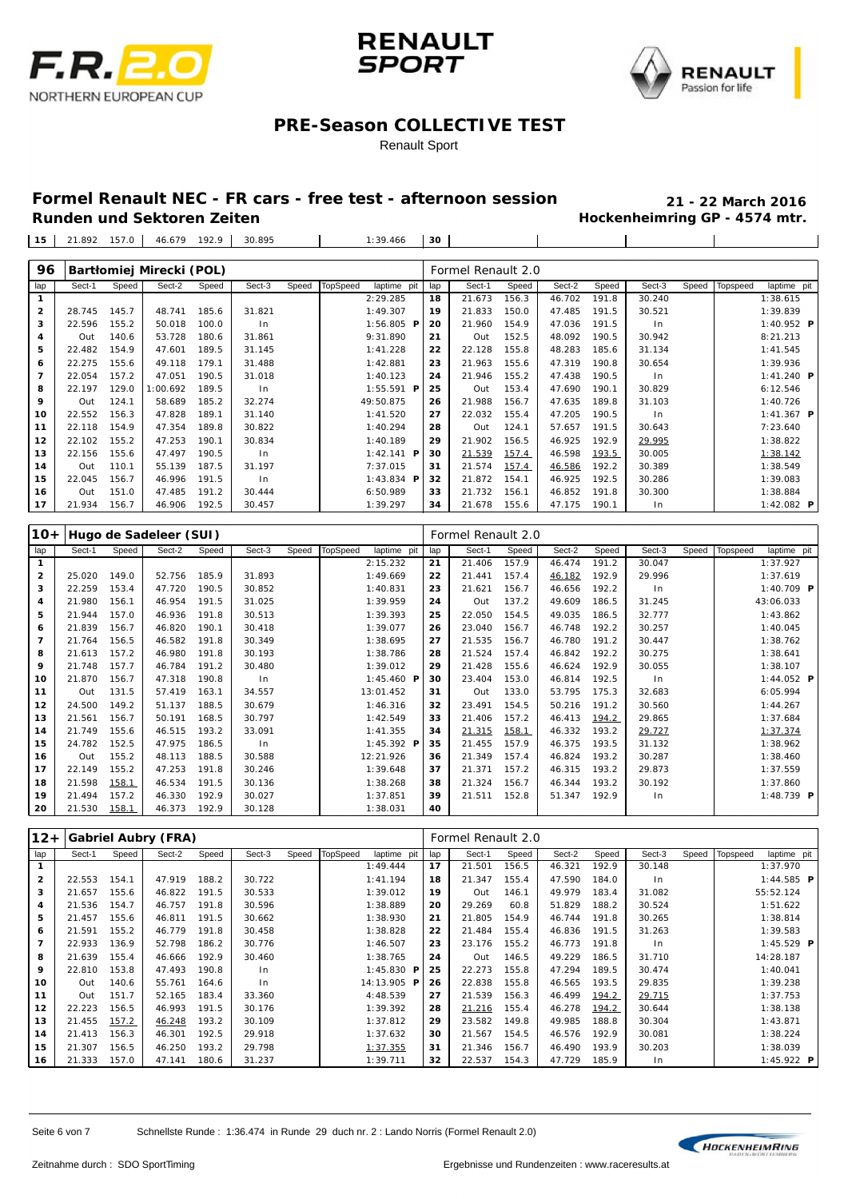## PRE-Season COLLECTIVE TEST

Renault Sport

## Formel Renault NEC - FR cars - free test - afternoon session

**Runden und Sektoren Zeiten**

**21 - 22 March 2016**

**Hockenheimring GP - 4574 mtr.**

| lap | Sect-1 | Speed | Sect-2 | Speed | Sect-3 | Speed | TopSpeed | laptime pit | lap | Sect-1 | Speed | Sect-2 | Speed | Sect-3 | Speed | Topspeed | laptime pit |
|---|---|---|---|---|---|---|---|---|---|---|---|---|---|---|---|---|---|
| 15 | 21.892 | 157.0 | 46.679 | 192.9 | 30.895 | | | 1:39.466 | 30 | | | | | | | | |

### 96 Bartłomiej Mirecki (POL) — Formel Renault 2.0

| lap | Sect-1 | Speed | Sect-2 | Speed | Sect-3 | Speed | TopSpeed | laptime pit | lap | Sect-1 | Speed | Sect-2 | Speed | Sect-3 | Speed | Topspeed | laptime pit |
|---|---|---|---|---|---|---|---|---|---|---|---|---|---|---|---|---|---|
| 1 | | | | | | | | 2:29.285 | 18 | 21.673 | 156.3 | 46.702 | 191.8 | 30.240 | | | 1:38.615 |
| 2 | 28.745 | 145.7 | 48.741 | 185.6 | 31.821 | | | 1:49.307 | 19 | 21.833 | 150.0 | 47.485 | 191.5 | 30.521 | | | 1:39.839 |
| 3 | 22.596 | 155.2 | 50.018 | 100.0 | In | | | 1:56.805 P | 20 | 21.960 | 154.9 | 47.036 | 191.5 | In | | | 1:40.952 P |
| 4 | Out | 140.6 | 53.728 | 180.6 | 31.861 | | | 9:31.890 | 21 | Out | 152.5 | 48.092 | 190.5 | 30.942 | | | 8:21.213 |
| 5 | 22.482 | 154.9 | 47.601 | 189.5 | 31.145 | | | 1:41.228 | 22 | 22.128 | 155.8 | 48.283 | 185.6 | 31.134 | | | 1:41.545 |
| 6 | 22.275 | 155.6 | 49.118 | 179.1 | 31.488 | | | 1:42.881 | 23 | 21.963 | 155.6 | 47.319 | 190.8 | 30.654 | | | 1:39.936 |
| 7 | 22.054 | 157.2 | 47.051 | 190.5 | 31.018 | | | 1:40.123 | 24 | 21.946 | 155.2 | 47.438 | 190.5 | In | | | 1:41.240 P |
| 8 | 22.197 | 129.0 | 1:00.692 | 189.5 | In | | | 1:55.591 P | 25 | Out | 153.4 | 47.690 | 190.1 | 30.829 | | | 6:12.546 |
| 9 | Out | 124.1 | 58.689 | 185.2 | 32.274 | | | 49:50.875 | 26 | 21.988 | 156.7 | 47.635 | 189.8 | 31.103 | | | 1:40.726 |
| 10 | 22.552 | 156.3 | 47.828 | 189.1 | 31.140 | | | 1:41.520 | 27 | 22.032 | 155.4 | 47.205 | 190.5 | In | | | 1:41.367 P |
| 11 | 22.118 | 154.9 | 47.354 | 189.8 | 30.822 | | | 1:40.294 | 28 | Out | 124.1 | 57.657 | 191.5 | 30.643 | | | 7:23.640 |
| 12 | 22.102 | 155.2 | 47.253 | 190.1 | 30.834 | | | 1:40.189 | 29 | 21.902 | 156.5 | 46.925 | 192.9 | 29.995 | | | 1:38.822 |
| 13 | 22.156 | 155.6 | 47.497 | 190.5 | In | | | 1:42.141 P | 30 | 21.539 | 157.4 | 46.598 | 193.5 | 30.005 | | | 1:38.142 |
| 14 | Out | 110.1 | 55.139 | 187.5 | 31.197 | | | 7:37.015 | 31 | 21.574 | 157.4 | 46.586 | 192.2 | 30.389 | | | 1:38.549 |
| 15 | 22.045 | 156.7 | 46.996 | 191.5 | In | | | 1:43.834 P | 32 | 21.872 | 154.1 | 46.925 | 192.5 | 30.286 | | | 1:39.083 |
| 16 | Out | 151.0 | 47.485 | 191.2 | 30.444 | | | 6:50.989 | 33 | 21.732 | 156.1 | 46.852 | 191.8 | 30.300 | | | 1:38.884 |
| 17 | 21.934 | 156.7 | 46.906 | 192.5 | 30.457 | | | 1:39.297 | 34 | 21.678 | 155.6 | 47.175 | 190.1 | In | | | 1:42.082 P |

### 10+ Hugo de Sadeleer (SUI) — Formel Renault 2.0

| lap | Sect-1 | Speed | Sect-2 | Speed | Sect-3 | Speed | TopSpeed | laptime pit | lap | Sect-1 | Speed | Sect-2 | Speed | Sect-3 | Speed | Topspeed | laptime pit |
|---|---|---|---|---|---|---|---|---|---|---|---|---|---|---|---|---|---|
| 1 | | | | | | | | 2:15.232 | 21 | 21.406 | 157.9 | 46.474 | 191.2 | 30.047 | | | 1:37.927 |
| 2 | 25.020 | 149.0 | 52.756 | 185.9 | 31.893 | | | 1:49.669 | 22 | 21.441 | 157.4 | 46.182 | 192.9 | 29.996 | | | 1:37.619 |
| 3 | 22.259 | 153.4 | 47.720 | 190.5 | 30.852 | | | 1:40.831 | 23 | 21.621 | 156.7 | 46.656 | 192.2 | In | | | 1:40.709 P |
| 4 | 21.980 | 156.1 | 46.954 | 191.5 | 31.025 | | | 1:39.959 | 24 | Out | 137.2 | 49.609 | 186.5 | 31.245 | | | 43:06.033 |
| 5 | 21.944 | 157.0 | 46.936 | 191.8 | 30.513 | | | 1:39.393 | 25 | 22.050 | 154.5 | 49.035 | 186.5 | 32.777 | | | 1:43.862 |
| 6 | 21.839 | 156.7 | 46.820 | 190.1 | 30.418 | | | 1:39.077 | 26 | 23.040 | 156.7 | 46.748 | 192.2 | 30.257 | | | 1:40.045 |
| 7 | 21.764 | 156.5 | 46.582 | 191.8 | 30.349 | | | 1:38.695 | 27 | 21.535 | 156.7 | 46.780 | 191.2 | 30.447 | | | 1:38.762 |
| 8 | 21.613 | 157.2 | 46.980 | 191.8 | 30.193 | | | 1:38.786 | 28 | 21.524 | 157.4 | 46.842 | 192.2 | 30.275 | | | 1:38.641 |
| 9 | 21.748 | 157.7 | 46.784 | 191.2 | 30.480 | | | 1:39.012 | 29 | 21.428 | 155.6 | 46.624 | 192.9 | 30.055 | | | 1:38.107 |
| 10 | 21.870 | 156.7 | 47.318 | 190.8 | In | | | 1:45.460 P | 30 | 23.404 | 153.0 | 46.814 | 192.5 | In | | | 1:44.052 P |
| 11 | Out | 131.5 | 57.419 | 163.1 | 34.557 | | | 13:01.452 | 31 | Out | 133.0 | 53.795 | 175.3 | 32.683 | | | 6:05.994 |
| 12 | 24.500 | 149.2 | 51.137 | 188.5 | 30.679 | | | 1:46.316 | 32 | 23.491 | 154.5 | 50.216 | 191.2 | 30.560 | | | 1:44.267 |
| 13 | 21.561 | 156.7 | 50.191 | 168.5 | 30.797 | | | 1:42.549 | 33 | 21.406 | 157.2 | 46.413 | 194.2 | 29.865 | | | 1:37.684 |
| 14 | 21.749 | 155.6 | 46.515 | 193.2 | 33.091 | | | 1:41.355 | 34 | 21.315 | 158.1 | 46.332 | 193.2 | 29.727 | | | 1:37.374 |
| 15 | 24.782 | 152.5 | 47.975 | 186.5 | In | | | 1:45.392 P | 35 | 21.455 | 157.9 | 46.375 | 193.5 | 31.132 | | | 1:38.962 |
| 16 | Out | 155.2 | 48.113 | 188.5 | 30.588 | | | 12:21.926 | 36 | 21.349 | 157.4 | 46.824 | 193.2 | 30.287 | | | 1:38.460 |
| 17 | 22.149 | 155.2 | 47.253 | 191.8 | 30.246 | | | 1:39.648 | 37 | 21.371 | 157.2 | 46.315 | 193.2 | 29.873 | | | 1:37.559 |
| 18 | 21.598 | 158.1 | 46.534 | 191.5 | 30.136 | | | 1:38.268 | 38 | 21.324 | 156.7 | 46.344 | 193.2 | 30.192 | | | 1:37.860 |
| 19 | 21.494 | 157.2 | 46.330 | 192.9 | 30.027 | | | 1:37.851 | 39 | 21.511 | 152.8 | 51.347 | 192.9 | In | | | 1:48.739 P |
| 20 | 21.530 | 158.1 | 46.373 | 192.9 | 30.128 | | | 1:38.031 | 40 | | | | | | | | |

### 12+ Gabriel Aubry (FRA) — Formel Renault 2.0

| lap | Sect-1 | Speed | Sect-2 | Speed | Sect-3 | Speed | TopSpeed | laptime pit | lap | Sect-1 | Speed | Sect-2 | Speed | Sect-3 | Speed | Topspeed | laptime pit |
|---|---|---|---|---|---|---|---|---|---|---|---|---|---|---|---|---|---|
| 1 | | | | | | | | 1:49.444 | 17 | 21.501 | 156.5 | 46.321 | 192.9 | 30.148 | | | 1:37.970 |
| 2 | 22.553 | 154.1 | 47.919 | 188.2 | 30.722 | | | 1:41.194 | 18 | 21.347 | 155.4 | 47.590 | 184.0 | In | | | 1:44.585 P |
| 3 | 21.657 | 155.6 | 46.822 | 191.5 | 30.533 | | | 1:39.012 | 19 | Out | 146.1 | 49.979 | 183.4 | 31.082 | | | 55:52.124 |
| 4 | 21.536 | 154.7 | 46.757 | 191.8 | 30.596 | | | 1:38.889 | 20 | 29.269 | 60.8 | 51.829 | 188.2 | 30.524 | | | 1:51.622 |
| 5 | 21.457 | 155.6 | 46.811 | 191.5 | 30.662 | | | 1:38.930 | 21 | 21.805 | 154.9 | 46.744 | 191.8 | 30.265 | | | 1:38.814 |
| 6 | 21.591 | 155.2 | 46.779 | 191.8 | 30.458 | | | 1:38.828 | 22 | 21.484 | 155.4 | 46.836 | 191.5 | 31.263 | | | 1:39.583 |
| 7 | 22.933 | 136.9 | 52.798 | 186.2 | 30.776 | | | 1:46.507 | 23 | 23.176 | 155.2 | 46.773 | 191.8 | In | | | 1:45.529 P |
| 8 | 21.639 | 155.4 | 46.666 | 192.9 | 30.460 | | | 1:38.765 | 24 | Out | 146.5 | 49.229 | 186.5 | 31.710 | | | 14:28.187 |
| 9 | 22.810 | 153.8 | 47.493 | 190.8 | In | | | 1:45.830 P | 25 | 22.273 | 155.8 | 47.294 | 189.5 | 30.474 | | | 1:40.041 |
| 10 | Out | 140.6 | 55.761 | 164.6 | In | | | 14:13.905 P | 26 | 22.838 | 155.8 | 46.565 | 193.5 | 29.835 | | | 1:39.238 |
| 11 | Out | 151.7 | 52.165 | 183.4 | 33.360 | | | 4:48.539 | 27 | 21.539 | 156.3 | 46.499 | 194.2 | 29.715 | | | 1:37.753 |
| 12 | 22.223 | 156.5 | 46.993 | 191.5 | 30.176 | | | 1:39.392 | 28 | 21.216 | 155.4 | 46.278 | 194.2 | 30.644 | | | 1:38.138 |
| 13 | 21.455 | 157.2 | 46.248 | 193.2 | 30.109 | | | 1:37.812 | 29 | 23.582 | 149.8 | 49.985 | 188.8 | 30.304 | | | 1:43.871 |
| 14 | 21.413 | 156.3 | 46.301 | 192.5 | 29.918 | | | 1:37.632 | 30 | 21.567 | 154.5 | 46.576 | 192.9 | 30.081 | | | 1:38.224 |
| 15 | 21.307 | 156.5 | 46.250 | 193.2 | 29.798 | | | 1:37.355 | 31 | 21.346 | 156.7 | 46.490 | 193.9 | 30.203 | | | 1:38.039 |
| 16 | 21.333 | 157.0 | 47.141 | 180.6 | 31.237 | | | 1:39.711 | 32 | 22.537 | 154.3 | 47.729 | 185.9 | In | | | 1:45.922 P |

Schnellste Runde : 1:36.474 in Runde 29 duch nr. 2 : Lando Norris (Formel Renault 2.0)

Zeitnahme durch : SDO SportTiming

Ergebnisse und Rundenzeiten : www.raceresults.at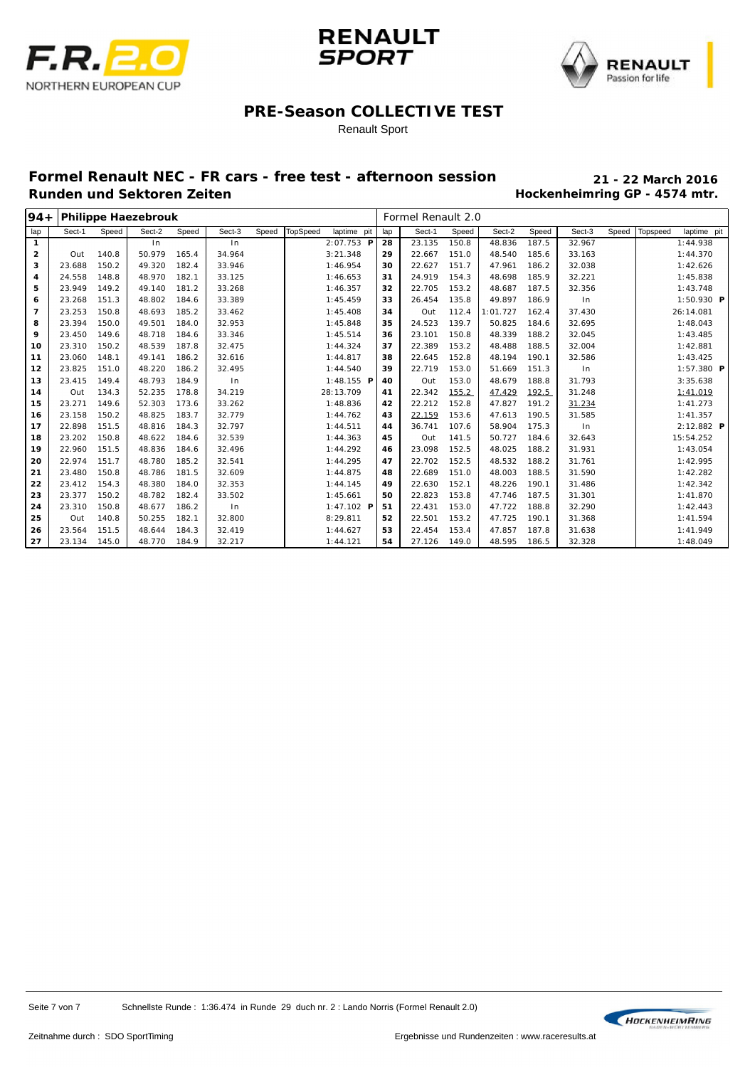## PRE-Season COLLECTIVE TEST

Renault Sport

### Formel Renault NEC - FR cars - free test - afternoon session

**Runden und Sektoren Zeiten**

**21 - 22 March 2016**

**Hockenheimring GP - 4574 mtr.**

| **94+** | **Philippe Haezebrouk** | | | | | | | | | Formel Renault 2.0 | | | | | | | | | |
|---|---|---|---|---|---|---|---|---|---|---|---|---|---|---|---|---|---|---|---|
| lap | Sect-1 | Speed | Sect-2 | Speed | Sect-3 | Speed | TopSpeed | laptime | pit | lap | Sect-1 | Speed | Sect-2 | Speed | Sect-3 | Speed | Topspeed | laptime | pit |
| **1** | | | In | | In | | | 2:07.753 | **P** | **28** | 23.135 | 150.8 | 48.836 | 187.5 | 32.967 | | | 1:44.938 | |
| **2** | Out | 140.8 | 50.979 | 165.4 | 34.964 | | | 3:21.348 | | **29** | 22.667 | 151.0 | 48.540 | 185.6 | 33.163 | | | 1:44.370 | |
| **3** | 23.688 | 150.2 | 49.320 | 182.4 | 33.946 | | | 1:46.954 | | **30** | 22.627 | 151.7 | 47.961 | 186.2 | 32.038 | | | 1:42.626 | |
| **4** | 24.558 | 148.8 | 48.970 | 182.1 | 33.125 | | | 1:46.653 | | **31** | 24.919 | 154.3 | 48.698 | 185.9 | 32.221 | | | 1:45.838 | |
| **5** | 23.949 | 149.2 | 49.140 | 181.2 | 33.268 | | | 1:46.357 | | **32** | 22.705 | 153.2 | 48.687 | 187.5 | 32.356 | | | 1:43.748 | |
| **6** | 23.268 | 151.3 | 48.802 | 184.6 | 33.389 | | | 1:45.459 | | **33** | 26.454 | 135.8 | 49.897 | 186.9 | In | | | 1:50.930 | **P** |
| **7** | 23.253 | 150.8 | 48.693 | 185.2 | 33.462 | | | 1:45.408 | | **34** | Out | 112.4 | 1:01.727 | 162.4 | 37.430 | | | 26:14.081 | |
| **8** | 23.394 | 150.0 | 49.501 | 184.0 | 32.953 | | | 1:45.848 | | **35** | 24.523 | 139.7 | 50.825 | 184.6 | 32.695 | | | 1:48.043 | |
| **9** | 23.450 | 149.6 | 48.718 | 184.6 | 33.346 | | | 1:45.514 | | **36** | 23.101 | 150.8 | 48.339 | 188.2 | 32.045 | | | 1:43.485 | |
| **10** | 23.310 | 150.2 | 48.539 | 187.8 | 32.475 | | | 1:44.324 | | **37** | 22.389 | 153.2 | 48.488 | 188.5 | 32.004 | | | 1:42.881 | |
| **11** | 23.060 | 148.1 | 49.141 | 186.2 | 32.616 | | | 1:44.817 | | **38** | 22.645 | 152.8 | 48.194 | 190.1 | 32.586 | | | 1:43.425 | |
| **12** | 23.825 | 151.0 | 48.220 | 186.2 | 32.495 | | | 1:44.540 | | **39** | 22.719 | 153.0 | 51.669 | 151.3 | In | | | 1:57.380 | **P** |
| **13** | 23.415 | 149.4 | 48.793 | 184.9 | In | | | 1:48.155 | **P** | **40** | Out | 153.0 | 48.679 | 188.8 | 31.793 | | | 3:35.638 | |
| **14** | Out | 134.3 | 52.235 | 178.8 | 34.219 | | | 28:13.709 | | **41** | 22.342 | 155.2 | 47.429 | 192.5 | 31.248 | | | 1:41.019 | |
| **15** | 23.271 | 149.6 | 52.303 | 173.6 | 33.262 | | | 1:48.836 | | **42** | 22.212 | 152.8 | 47.827 | 191.2 | 31.234 | | | 1:41.273 | |
| **16** | 23.158 | 150.2 | 48.825 | 183.7 | 32.779 | | | 1:44.762 | | **43** | 22.159 | 153.6 | 47.613 | 190.5 | 31.585 | | | 1:41.357 | |
| **17** | 22.898 | 151.5 | 48.816 | 184.3 | 32.797 | | | 1:44.511 | | **44** | 36.741 | 107.6 | 58.904 | 175.3 | In | | | 2:12.882 | **P** |
| **18** | 23.202 | 150.8 | 48.622 | 184.6 | 32.539 | | | 1:44.363 | | **45** | Out | 141.5 | 50.727 | 184.6 | 32.643 | | | 15:54.252 | |
| **19** | 22.960 | 151.5 | 48.836 | 184.6 | 32.496 | | | 1:44.292 | | **46** | 23.098 | 152.5 | 48.025 | 188.2 | 31.931 | | | 1:43.054 | |
| **20** | 22.974 | 151.7 | 48.780 | 185.2 | 32.541 | | | 1:44.295 | | **47** | 22.702 | 152.5 | 48.532 | 188.2 | 31.761 | | | 1:42.995 | |
| **21** | 23.480 | 150.8 | 48.786 | 181.5 | 32.609 | | | 1:44.875 | | **48** | 22.689 | 151.0 | 48.003 | 188.5 | 31.590 | | | 1:42.282 | |
| **22** | 23.412 | 154.3 | 48.380 | 184.0 | 32.353 | | | 1:44.145 | | **49** | 22.630 | 152.1 | 48.226 | 190.1 | 31.486 | | | 1:42.342 | |
| **23** | 23.377 | 150.2 | 48.782 | 182.4 | 33.502 | | | 1:45.661 | | **50** | 22.823 | 153.8 | 47.746 | 187.5 | 31.301 | | | 1:41.870 | |
| **24** | 23.310 | 150.8 | 48.677 | 186.2 | In | | | 1:47.102 | **P** | **51** | 22.431 | 153.0 | 47.722 | 188.8 | 32.290 | | | 1:42.443 | |
| **25** | Out | 140.8 | 50.255 | 182.1 | 32.800 | | | 8:29.811 | | **52** | 22.501 | 153.2 | 47.725 | 190.1 | 31.368 | | | 1:41.594 | |
| **26** | 23.564 | 151.5 | 48.644 | 184.3 | 32.419 | | | 1:44.627 | | **53** | 22.454 | 153.4 | 47.857 | 187.8 | 31.638 | | | 1:41.949 | |
| **27** | 23.134 | 145.0 | 48.770 | 184.9 | 32.217 | | | 1:44.121 | | **54** | 27.126 | 149.0 | 48.595 | 186.5 | 32.328 | | | 1:48.049 | |

Schnellste Runde : 1:36.474 in Runde 29 duch nr. 2 : Lando Norris (Formel Renault 2.0)

Zeitnahme durch : SDO SportTiming

Ergebnisse und Rundenzeiten : www.raceresults.at